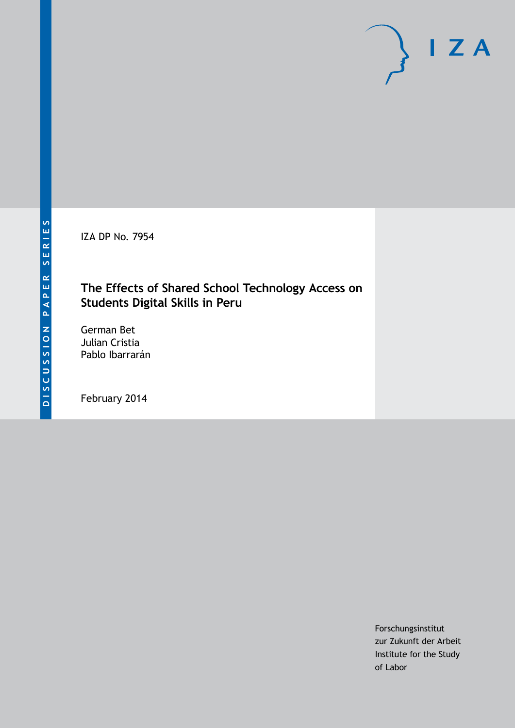DISCUSSION PAPER SERIES

IZA DP No. 7954

# The Effects of Shared School Technology Access on Students Digital Skills in Peru

German Bet
Julian Cristia
Pablo Ibarrarán

February 2014

Forschungsinstitut
zur Zukunft der Arbeit
Institute for the Study
of Labor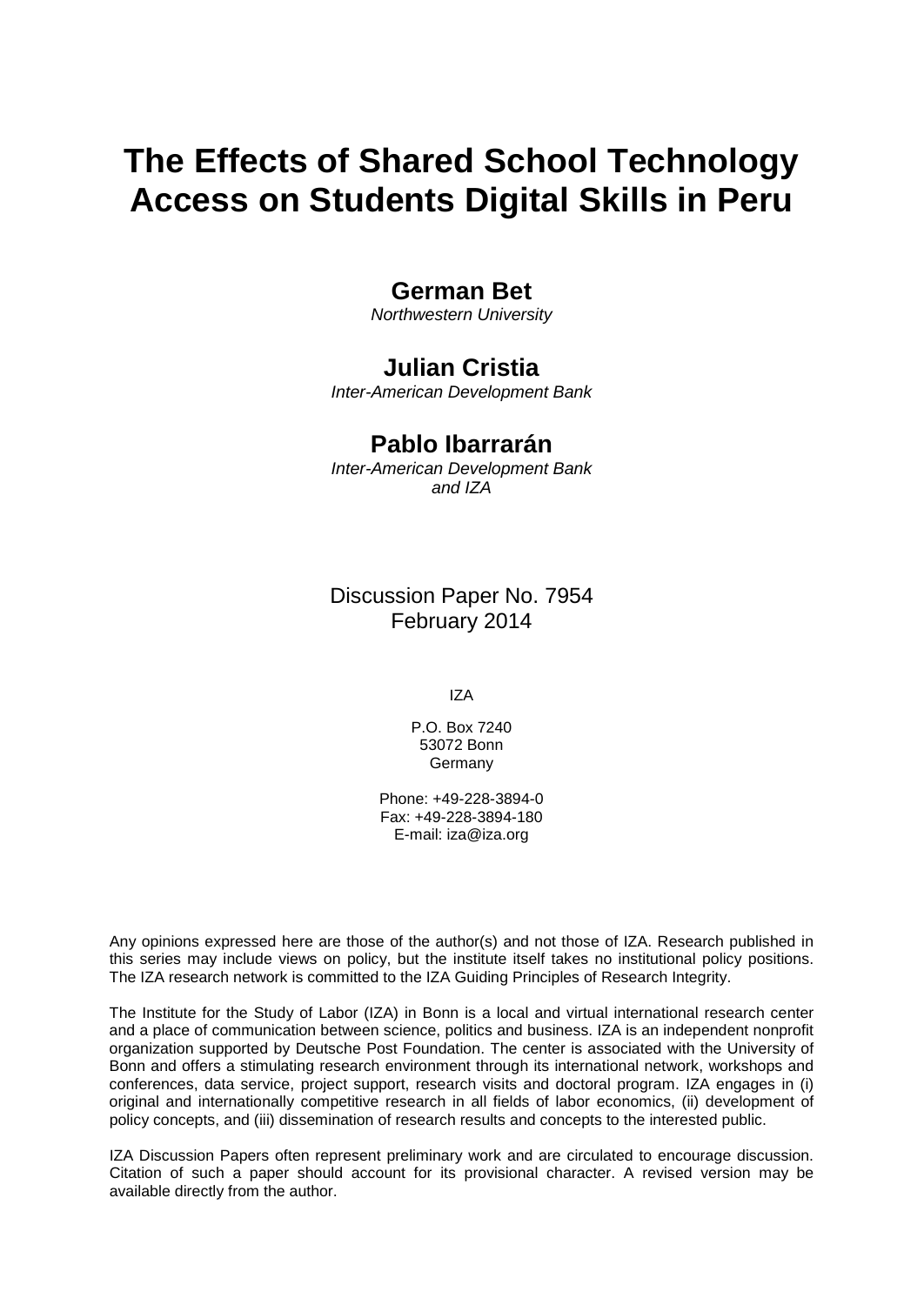# The Effects of Shared School Technology Access on Students Digital Skills in Peru

**German Bet**
*Northwestern University*

**Julian Cristia**
*Inter-American Development Bank*

**Pablo Ibarrarán**
*Inter-American Development Bank and IZA*

Discussion Paper No. 7954
February 2014

IZA

P.O. Box 7240
53072 Bonn
Germany

Phone: +49-228-3894-0
Fax: +49-228-3894-180
E-mail: iza@iza.org

Any opinions expressed here are those of the author(s) and not those of IZA. Research published in this series may include views on policy, but the institute itself takes no institutional policy positions. The IZA research network is committed to the IZA Guiding Principles of Research Integrity.

The Institute for the Study of Labor (IZA) in Bonn is a local and virtual international research center and a place of communication between science, politics and business. IZA is an independent nonprofit organization supported by Deutsche Post Foundation. The center is associated with the University of Bonn and offers a stimulating research environment through its international network, workshops and conferences, data service, project support, research visits and doctoral program. IZA engages in (i) original and internationally competitive research in all fields of labor economics, (ii) development of policy concepts, and (iii) dissemination of research results and concepts to the interested public.

IZA Discussion Papers often represent preliminary work and are circulated to encourage discussion. Citation of such a paper should account for its provisional character. A revised version may be available directly from the author.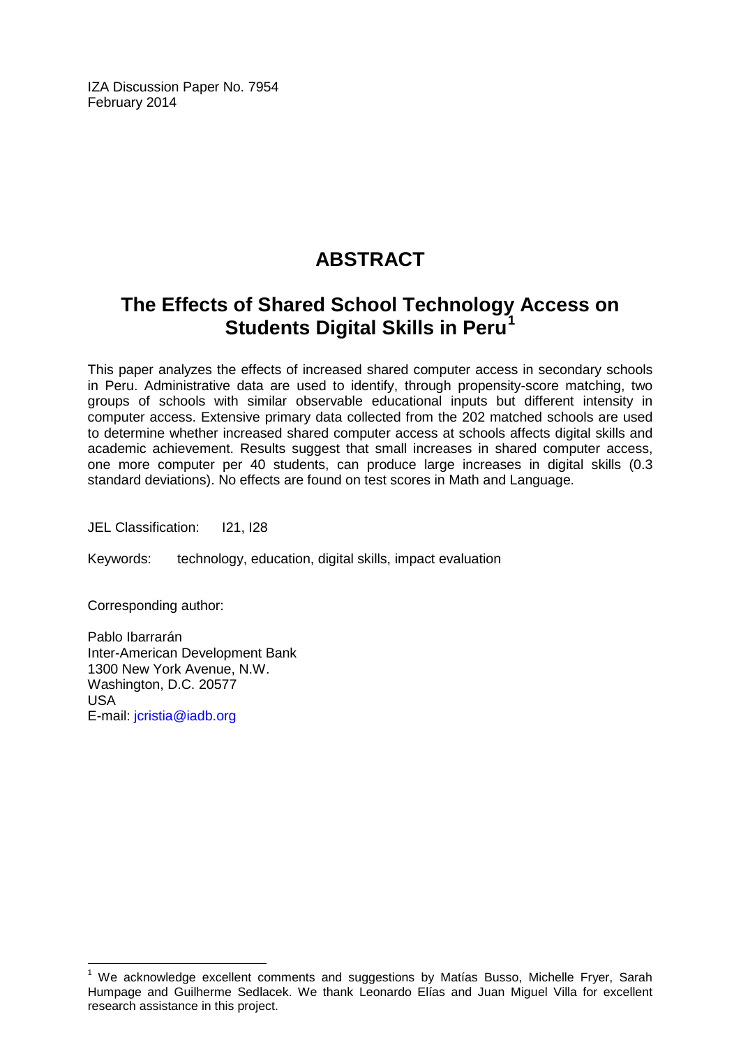IZA Discussion Paper No. 7954
February 2014

# ABSTRACT

## The Effects of Shared School Technology Access on Students Digital Skills in Peru[1]

This paper analyzes the effects of increased shared computer access in secondary schools in Peru. Administrative data are used to identify, through propensity-score matching, two groups of schools with similar observable educational inputs but different intensity in computer access. Extensive primary data collected from the 202 matched schools are used to determine whether increased shared computer access at schools affects digital skills and academic achievement. Results suggest that small increases in shared computer access, one more computer per 40 students, can produce large increases in digital skills (0.3 standard deviations). No effects are found on test scores in Math and Language.

JEL Classification: I21, I28

Keywords: technology, education, digital skills, impact evaluation

Corresponding author:

Pablo Ibarrarán
Inter-American Development Bank
1300 New York Avenue, N.W.
Washington, D.C. 20577
USA
E-mail: jcristia@iadb.org

[1] We acknowledge excellent comments and suggestions by Matías Busso, Michelle Fryer, Sarah Humpage and Guilherme Sedlacek. We thank Leonardo Elías and Juan Miguel Villa for excellent research assistance in this project.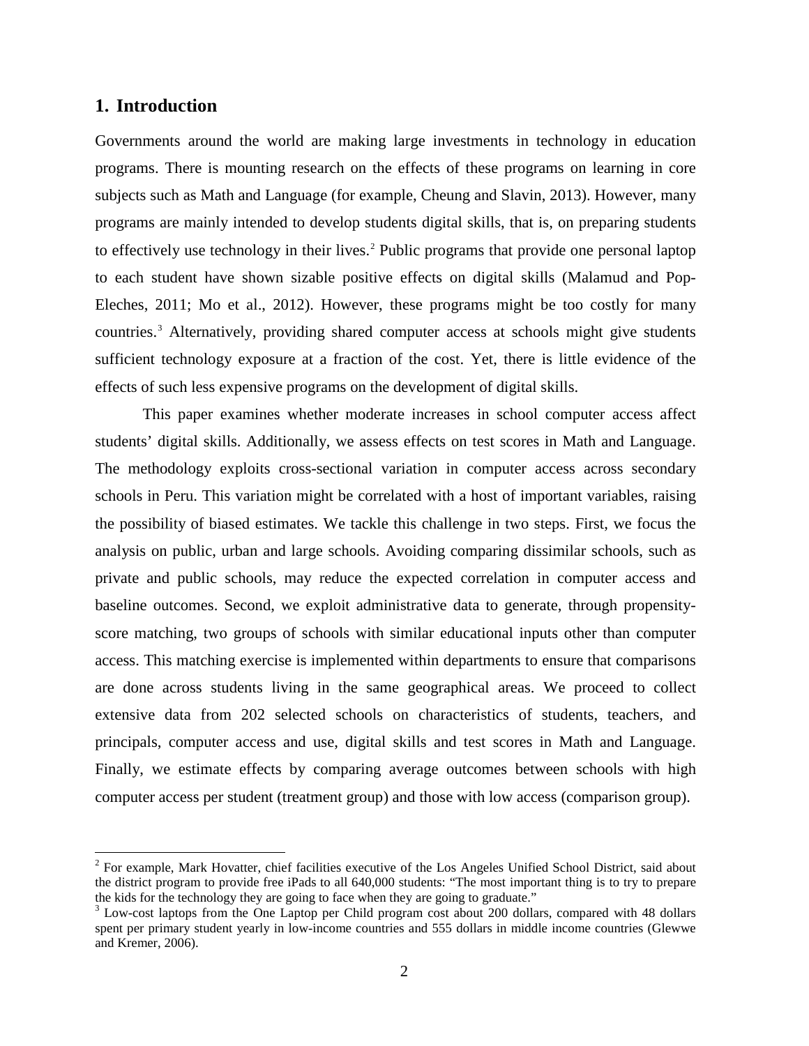## 1. Introduction

Governments around the world are making large investments in technology in education programs. There is mounting research on the effects of these programs on learning in core subjects such as Math and Language (for example, Cheung and Slavin, 2013). However, many programs are mainly intended to develop students digital skills, that is, on preparing students to effectively use technology in their lives.[2] Public programs that provide one personal laptop to each student have shown sizable positive effects on digital skills (Malamud and Pop-Eleches, 2011; Mo et al., 2012). However, these programs might be too costly for many countries.[3] Alternatively, providing shared computer access at schools might give students sufficient technology exposure at a fraction of the cost. Yet, there is little evidence of the effects of such less expensive programs on the development of digital skills.

This paper examines whether moderate increases in school computer access affect students' digital skills. Additionally, we assess effects on test scores in Math and Language. The methodology exploits cross-sectional variation in computer access across secondary schools in Peru. This variation might be correlated with a host of important variables, raising the possibility of biased estimates. We tackle this challenge in two steps. First, we focus the analysis on public, urban and large schools. Avoiding comparing dissimilar schools, such as private and public schools, may reduce the expected correlation in computer access and baseline outcomes. Second, we exploit administrative data to generate, through propensity-score matching, two groups of schools with similar educational inputs other than computer access. This matching exercise is implemented within departments to ensure that comparisons are done across students living in the same geographical areas. We proceed to collect extensive data from 202 selected schools on characteristics of students, teachers, and principals, computer access and use, digital skills and test scores in Math and Language. Finally, we estimate effects by comparing average outcomes between schools with high computer access per student (treatment group) and those with low access (comparison group).

[2] For example, Mark Hovatter, chief facilities executive of the Los Angeles Unified School District, said about the district program to provide free iPads to all 640,000 students: "The most important thing is to try to prepare the kids for the technology they are going to face when they are going to graduate."

[3] Low-cost laptops from the One Laptop per Child program cost about 200 dollars, compared with 48 dollars spent per primary student yearly in low-income countries and 555 dollars in middle income countries (Glewwe and Kremer, 2006).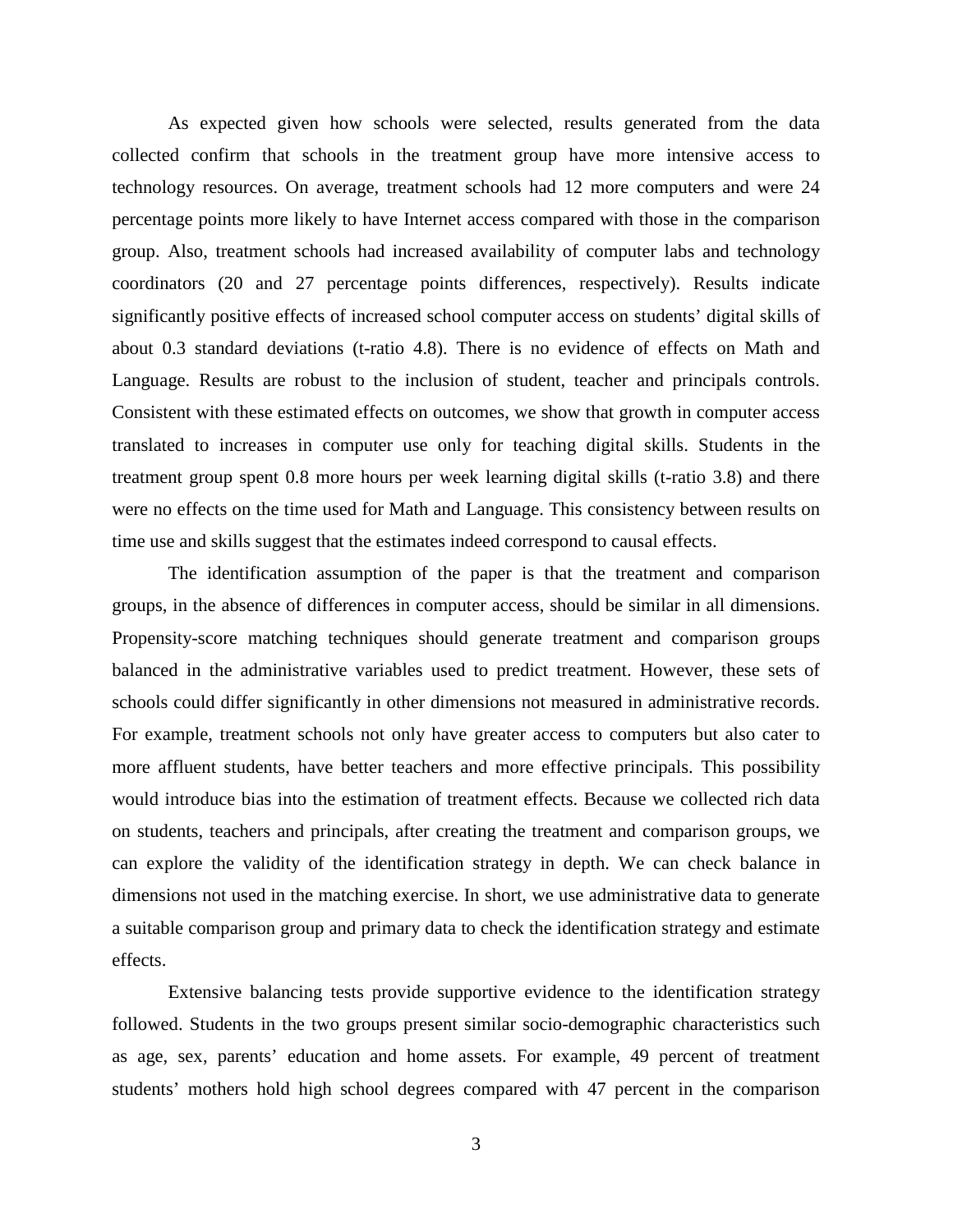As expected given how schools were selected, results generated from the data collected confirm that schools in the treatment group have more intensive access to technology resources. On average, treatment schools had 12 more computers and were 24 percentage points more likely to have Internet access compared with those in the comparison group. Also, treatment schools had increased availability of computer labs and technology coordinators (20 and 27 percentage points differences, respectively). Results indicate significantly positive effects of increased school computer access on students' digital skills of about 0.3 standard deviations (t-ratio 4.8). There is no evidence of effects on Math and Language. Results are robust to the inclusion of student, teacher and principals controls. Consistent with these estimated effects on outcomes, we show that growth in computer access translated to increases in computer use only for teaching digital skills. Students in the treatment group spent 0.8 more hours per week learning digital skills (t-ratio 3.8) and there were no effects on the time used for Math and Language. This consistency between results on time use and skills suggest that the estimates indeed correspond to causal effects.

The identification assumption of the paper is that the treatment and comparison groups, in the absence of differences in computer access, should be similar in all dimensions. Propensity-score matching techniques should generate treatment and comparison groups balanced in the administrative variables used to predict treatment. However, these sets of schools could differ significantly in other dimensions not measured in administrative records. For example, treatment schools not only have greater access to computers but also cater to more affluent students, have better teachers and more effective principals. This possibility would introduce bias into the estimation of treatment effects. Because we collected rich data on students, teachers and principals, after creating the treatment and comparison groups, we can explore the validity of the identification strategy in depth. We can check balance in dimensions not used in the matching exercise. In short, we use administrative data to generate a suitable comparison group and primary data to check the identification strategy and estimate effects.

Extensive balancing tests provide supportive evidence to the identification strategy followed. Students in the two groups present similar socio-demographic characteristics such as age, sex, parents' education and home assets. For example, 49 percent of treatment students' mothers hold high school degrees compared with 47 percent in the comparison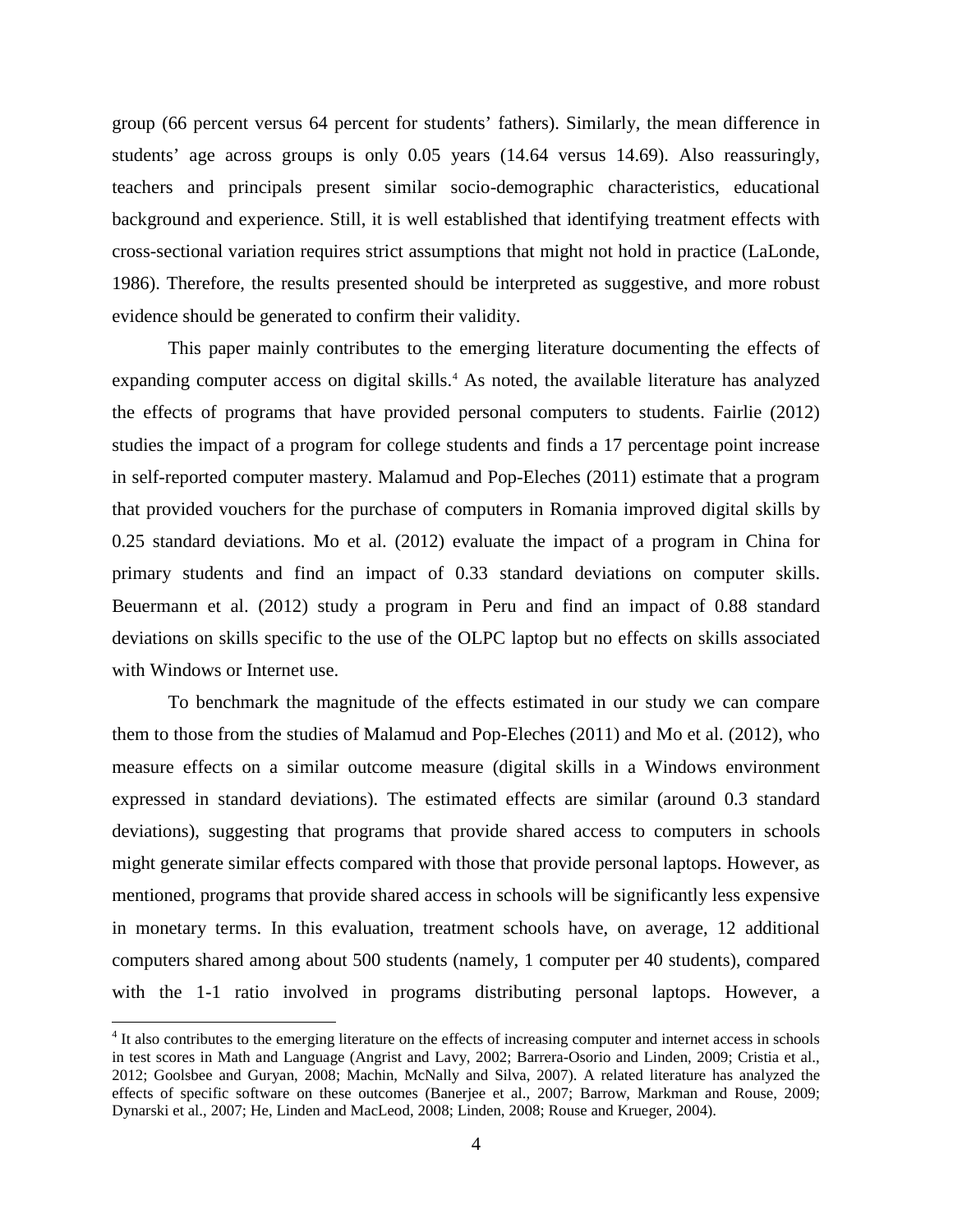group (66 percent versus 64 percent for students' fathers). Similarly, the mean difference in students' age across groups is only 0.05 years (14.64 versus 14.69). Also reassuringly, teachers and principals present similar socio-demographic characteristics, educational background and experience. Still, it is well established that identifying treatment effects with cross-sectional variation requires strict assumptions that might not hold in practice (LaLonde, 1986). Therefore, the results presented should be interpreted as suggestive, and more robust evidence should be generated to confirm their validity.

This paper mainly contributes to the emerging literature documenting the effects of expanding computer access on digital skills.[4] As noted, the available literature has analyzed the effects of programs that have provided personal computers to students. Fairlie (2012) studies the impact of a program for college students and finds a 17 percentage point increase in self-reported computer mastery. Malamud and Pop-Eleches (2011) estimate that a program that provided vouchers for the purchase of computers in Romania improved digital skills by 0.25 standard deviations. Mo et al. (2012) evaluate the impact of a program in China for primary students and find an impact of 0.33 standard deviations on computer skills. Beuermann et al. (2012) study a program in Peru and find an impact of 0.88 standard deviations on skills specific to the use of the OLPC laptop but no effects on skills associated with Windows or Internet use.

To benchmark the magnitude of the effects estimated in our study we can compare them to those from the studies of Malamud and Pop-Eleches (2011) and Mo et al. (2012), who measure effects on a similar outcome measure (digital skills in a Windows environment expressed in standard deviations). The estimated effects are similar (around 0.3 standard deviations), suggesting that programs that provide shared access to computers in schools might generate similar effects compared with those that provide personal laptops. However, as mentioned, programs that provide shared access in schools will be significantly less expensive in monetary terms. In this evaluation, treatment schools have, on average, 12 additional computers shared among about 500 students (namely, 1 computer per 40 students), compared with the 1-1 ratio involved in programs distributing personal laptops. However, a

[4] It also contributes to the emerging literature on the effects of increasing computer and internet access in schools in test scores in Math and Language (Angrist and Lavy, 2002; Barrera-Osorio and Linden, 2009; Cristia et al., 2012; Goolsbee and Guryan, 2008; Machin, McNally and Silva, 2007). A related literature has analyzed the effects of specific software on these outcomes (Banerjee et al., 2007; Barrow, Markman and Rouse, 2009; Dynarski et al., 2007; He, Linden and MacLeod, 2008; Linden, 2008; Rouse and Krueger, 2004).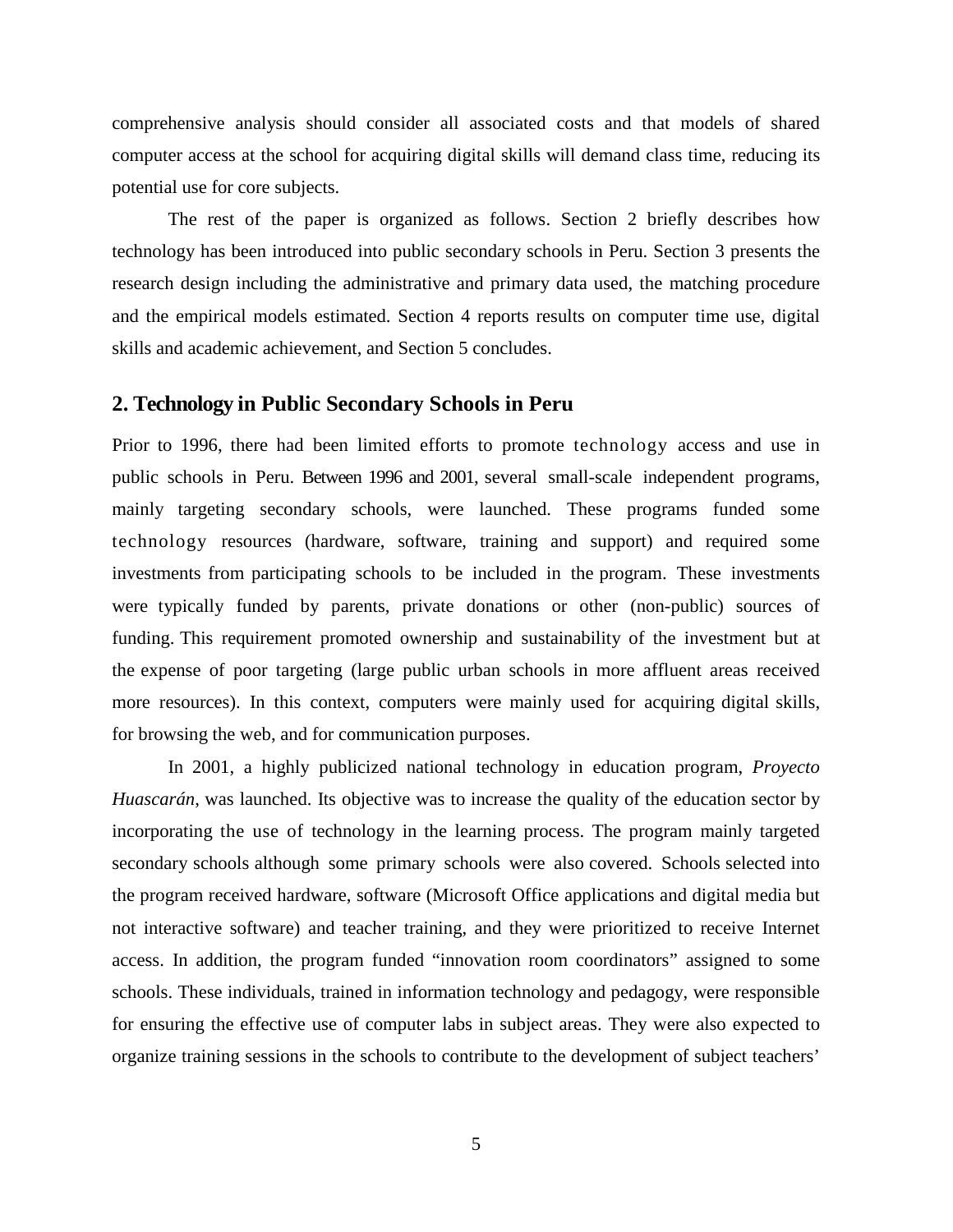comprehensive analysis should consider all associated costs and that models of shared computer access at the school for acquiring digital skills will demand class time, reducing its potential use for core subjects.

The rest of the paper is organized as follows. Section 2 briefly describes how technology has been introduced into public secondary schools in Peru. Section 3 presents the research design including the administrative and primary data used, the matching procedure and the empirical models estimated. Section 4 reports results on computer time use, digital skills and academic achievement, and Section 5 concludes.

## 2. Technology in Public Secondary Schools in Peru

Prior to 1996, there had been limited efforts to promote technology access and use in public schools in Peru. Between 1996 and 2001, several small-scale independent programs, mainly targeting secondary schools, were launched. These programs funded some technology resources (hardware, software, training and support) and required some investments from participating schools to be included in the program. These investments were typically funded by parents, private donations or other (non-public) sources of funding. This requirement promoted ownership and sustainability of the investment but at the expense of poor targeting (large public urban schools in more affluent areas received more resources). In this context, computers were mainly used for acquiring digital skills, for browsing the web, and for communication purposes.

In 2001, a highly publicized national technology in education program, *Proyecto Huascarán*, was launched. Its objective was to increase the quality of the education sector by incorporating the use of technology in the learning process. The program mainly targeted secondary schools although some primary schools were also covered. Schools selected into the program received hardware, software (Microsoft Office applications and digital media but not interactive software) and teacher training, and they were prioritized to receive Internet access. In addition, the program funded "innovation room coordinators" assigned to some schools. These individuals, trained in information technology and pedagogy, were responsible for ensuring the effective use of computer labs in subject areas. They were also expected to organize training sessions in the schools to contribute to the development of subject teachers'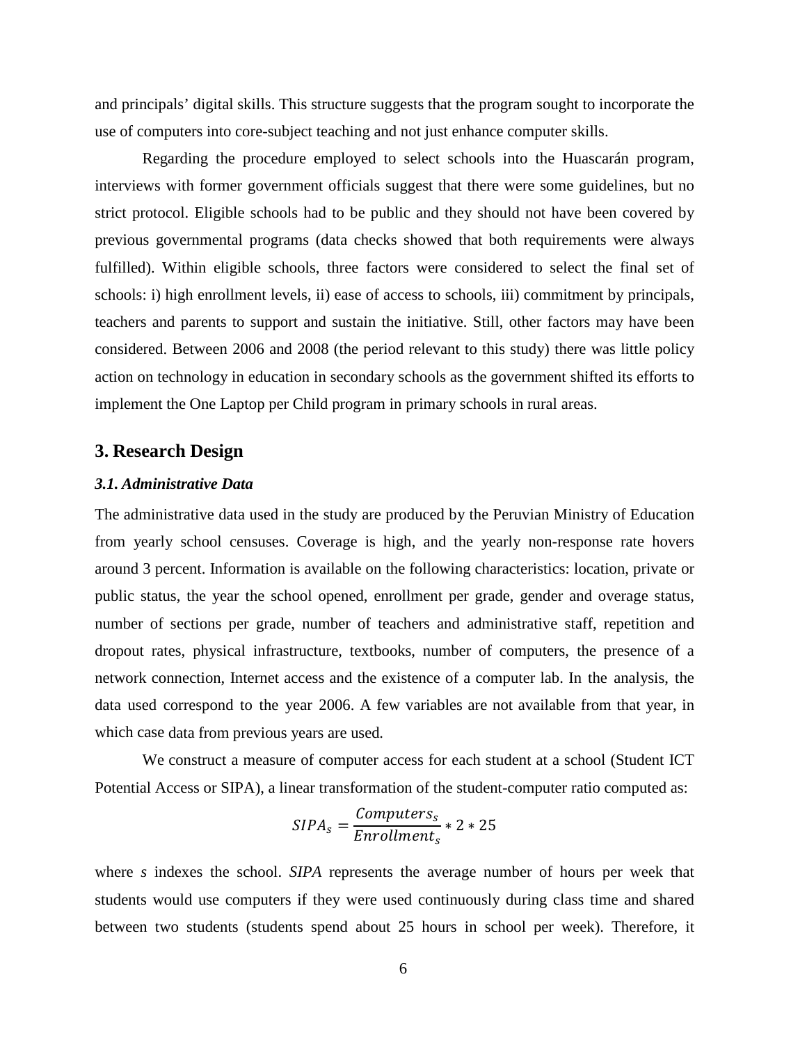and principals' digital skills. This structure suggests that the program sought to incorporate the use of computers into core-subject teaching and not just enhance computer skills.

Regarding the procedure employed to select schools into the Huascarán program, interviews with former government officials suggest that there were some guidelines, but no strict protocol. Eligible schools had to be public and they should not have been covered by previous governmental programs (data checks showed that both requirements were always fulfilled). Within eligible schools, three factors were considered to select the final set of schools: i) high enrollment levels, ii) ease of access to schools, iii) commitment by principals, teachers and parents to support and sustain the initiative. Still, other factors may have been considered. Between 2006 and 2008 (the period relevant to this study) there was little policy action on technology in education in secondary schools as the government shifted its efforts to implement the One Laptop per Child program in primary schools in rural areas.

## 3. Research Design

### *3.1. Administrative Data*

The administrative data used in the study are produced by the Peruvian Ministry of Education from yearly school censuses. Coverage is high, and the yearly non-response rate hovers around 3 percent. Information is available on the following characteristics: location, private or public status, the year the school opened, enrollment per grade, gender and overage status, number of sections per grade, number of teachers and administrative staff, repetition and dropout rates, physical infrastructure, textbooks, number of computers, the presence of a network connection, Internet access and the existence of a computer lab. In the analysis, the data used correspond to the year 2006. A few variables are not available from that year, in which case data from previous years are used.

We construct a measure of computer access for each student at a school (Student ICT Potential Access or SIPA), a linear transformation of the student-computer ratio computed as:

$$SIPA_s = \frac{Computers_s}{Enrollment_s} * 2 * 25$$

where *s* indexes the school. *SIPA* represents the average number of hours per week that students would use computers if they were used continuously during class time and shared between two students (students spend about 25 hours in school per week). Therefore, it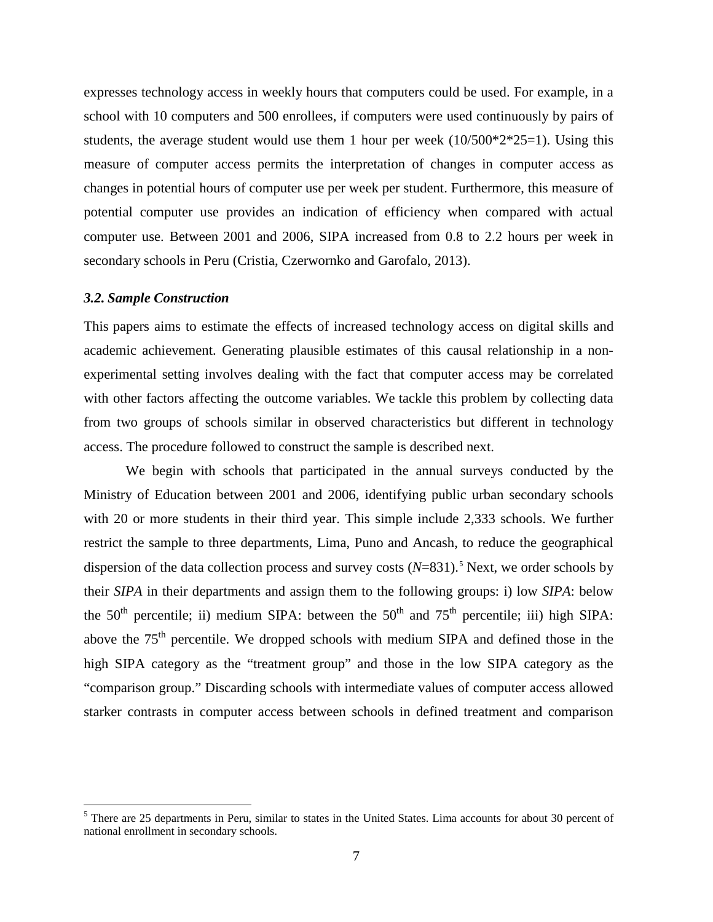expresses technology access in weekly hours that computers could be used. For example, in a school with 10 computers and 500 enrollees, if computers were used continuously by pairs of students, the average student would use them 1 hour per week (10/500*2*25=1). Using this measure of computer access permits the interpretation of changes in computer access as changes in potential hours of computer use per week per student. Furthermore, this measure of potential computer use provides an indication of efficiency when compared with actual computer use. Between 2001 and 2006, SIPA increased from 0.8 to 2.2 hours per week in secondary schools in Peru (Cristia, Czerwornko and Garofalo, 2013).

### *3.2. Sample Construction*

This papers aims to estimate the effects of increased technology access on digital skills and academic achievement. Generating plausible estimates of this causal relationship in a non-experimental setting involves dealing with the fact that computer access may be correlated with other factors affecting the outcome variables. We tackle this problem by collecting data from two groups of schools similar in observed characteristics but different in technology access. The procedure followed to construct the sample is described next.

We begin with schools that participated in the annual surveys conducted by the Ministry of Education between 2001 and 2006, identifying public urban secondary schools with 20 or more students in their third year. This simple include 2,333 schools. We further restrict the sample to three departments, Lima, Puno and Ancash, to reduce the geographical dispersion of the data collection process and survey costs (*N*=831).[5] Next, we order schools by their *SIPA* in their departments and assign them to the following groups: i) low *SIPA*: below the 50th percentile; ii) medium SIPA: between the 50th and 75th percentile; iii) high SIPA: above the 75th percentile. We dropped schools with medium SIPA and defined those in the high SIPA category as the "treatment group" and those in the low SIPA category as the "comparison group." Discarding schools with intermediate values of computer access allowed starker contrasts in computer access between schools in defined treatment and comparison

[5] There are 25 departments in Peru, similar to states in the United States. Lima accounts for about 30 percent of national enrollment in secondary schools.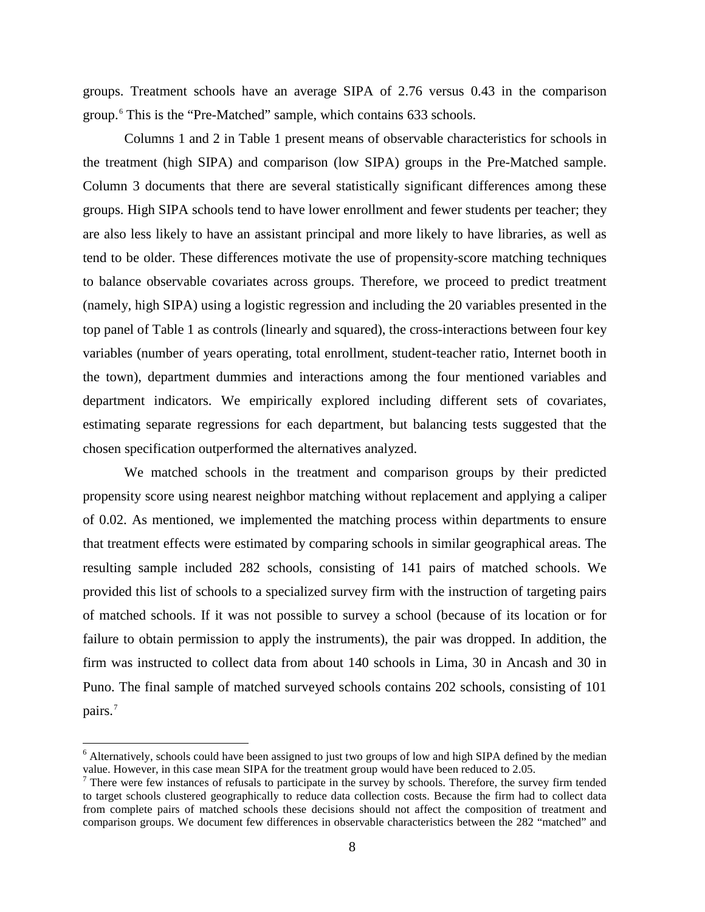groups. Treatment schools have an average SIPA of 2.76 versus 0.43 in the comparison group.[6] This is the "Pre-Matched" sample, which contains 633 schools.

Columns 1 and 2 in Table 1 present means of observable characteristics for schools in the treatment (high SIPA) and comparison (low SIPA) groups in the Pre-Matched sample. Column 3 documents that there are several statistically significant differences among these groups. High SIPA schools tend to have lower enrollment and fewer students per teacher; they are also less likely to have an assistant principal and more likely to have libraries, as well as tend to be older. These differences motivate the use of propensity-score matching techniques to balance observable covariates across groups. Therefore, we proceed to predict treatment (namely, high SIPA) using a logistic regression and including the 20 variables presented in the top panel of Table 1 as controls (linearly and squared), the cross-interactions between four key variables (number of years operating, total enrollment, student-teacher ratio, Internet booth in the town), department dummies and interactions among the four mentioned variables and department indicators. We empirically explored including different sets of covariates, estimating separate regressions for each department, but balancing tests suggested that the chosen specification outperformed the alternatives analyzed.

We matched schools in the treatment and comparison groups by their predicted propensity score using nearest neighbor matching without replacement and applying a caliper of 0.02. As mentioned, we implemented the matching process within departments to ensure that treatment effects were estimated by comparing schools in similar geographical areas. The resulting sample included 282 schools, consisting of 141 pairs of matched schools. We provided this list of schools to a specialized survey firm with the instruction of targeting pairs of matched schools. If it was not possible to survey a school (because of its location or for failure to obtain permission to apply the instruments), the pair was dropped. In addition, the firm was instructed to collect data from about 140 schools in Lima, 30 in Ancash and 30 in Puno. The final sample of matched surveyed schools contains 202 schools, consisting of 101 pairs.[7]

---

[6] Alternatively, schools could have been assigned to just two groups of low and high SIPA defined by the median value. However, in this case mean SIPA for the treatment group would have been reduced to 2.05.

[7] There were few instances of refusals to participate in the survey by schools. Therefore, the survey firm tended to target schools clustered geographically to reduce data collection costs. Because the firm had to collect data from complete pairs of matched schools these decisions should not affect the composition of treatment and comparison groups. We document few differences in observable characteristics between the 282 "matched" and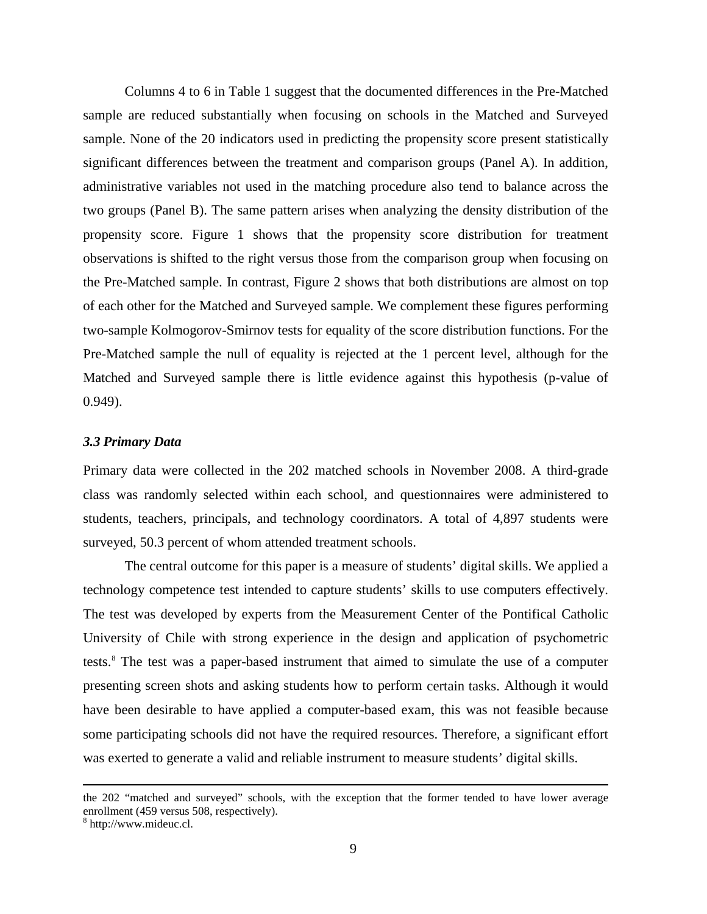Columns 4 to 6 in Table 1 suggest that the documented differences in the Pre-Matched sample are reduced substantially when focusing on schools in the Matched and Surveyed sample. None of the 20 indicators used in predicting the propensity score present statistically significant differences between the treatment and comparison groups (Panel A). In addition, administrative variables not used in the matching procedure also tend to balance across the two groups (Panel B). The same pattern arises when analyzing the density distribution of the propensity score. Figure 1 shows that the propensity score distribution for treatment observations is shifted to the right versus those from the comparison group when focusing on the Pre-Matched sample. In contrast, Figure 2 shows that both distributions are almost on top of each other for the Matched and Surveyed sample. We complement these figures performing two-sample Kolmogorov-Smirnov tests for equality of the score distribution functions. For the Pre-Matched sample the null of equality is rejected at the 1 percent level, although for the Matched and Surveyed sample there is little evidence against this hypothesis (p-value of 0.949).

### *3.3 Primary Data*

Primary data were collected in the 202 matched schools in November 2008. A third-grade class was randomly selected within each school, and questionnaires were administered to students, teachers, principals, and technology coordinators. A total of 4,897 students were surveyed, 50.3 percent of whom attended treatment schools.

The central outcome for this paper is a measure of students' digital skills. We applied a technology competence test intended to capture students' skills to use computers effectively. The test was developed by experts from the Measurement Center of the Pontifical Catholic University of Chile with strong experience in the design and application of psychometric tests.[8] The test was a paper-based instrument that aimed to simulate the use of a computer presenting screen shots and asking students how to perform certain tasks. Although it would have been desirable to have applied a computer-based exam, this was not feasible because some participating schools did not have the required resources. Therefore, a significant effort was exerted to generate a valid and reliable instrument to measure students' digital skills.

---

the 202 "matched and surveyed" schools, with the exception that the former tended to have lower average enrollment (459 versus 508, respectively).

[8] http://www.mideuc.cl.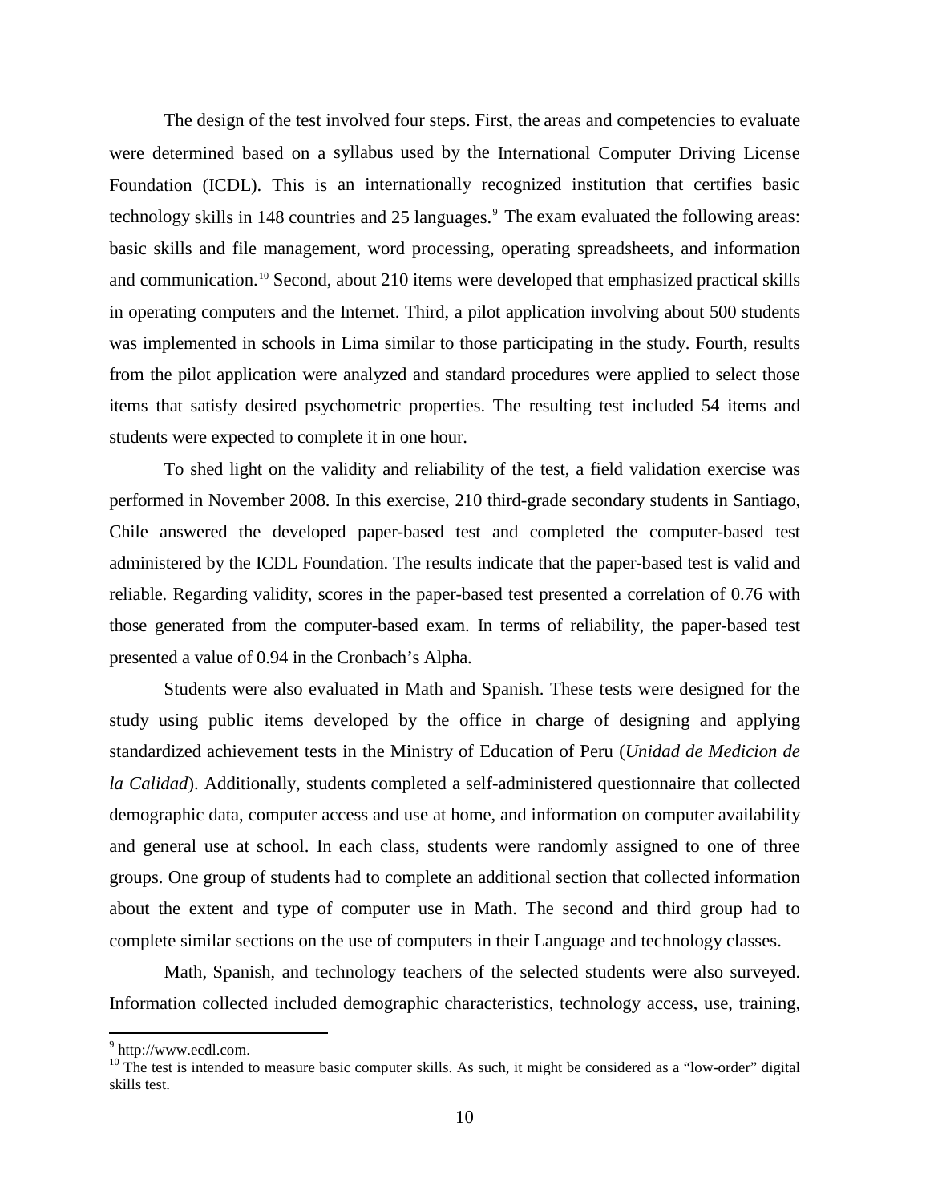The design of the test involved four steps. First, the areas and competencies to evaluate were determined based on a syllabus used by the International Computer Driving License Foundation (ICDL). This is an internationally recognized institution that certifies basic technology skills in 148 countries and 25 languages.[9] The exam evaluated the following areas: basic skills and file management, word processing, operating spreadsheets, and information and communication.[10] Second, about 210 items were developed that emphasized practical skills in operating computers and the Internet. Third, a pilot application involving about 500 students was implemented in schools in Lima similar to those participating in the study. Fourth, results from the pilot application were analyzed and standard procedures were applied to select those items that satisfy desired psychometric properties. The resulting test included 54 items and students were expected to complete it in one hour.

To shed light on the validity and reliability of the test, a field validation exercise was performed in November 2008. In this exercise, 210 third-grade secondary students in Santiago, Chile answered the developed paper-based test and completed the computer-based test administered by the ICDL Foundation. The results indicate that the paper-based test is valid and reliable. Regarding validity, scores in the paper-based test presented a correlation of 0.76 with those generated from the computer-based exam. In terms of reliability, the paper-based test presented a value of 0.94 in the Cronbach's Alpha.

Students were also evaluated in Math and Spanish. These tests were designed for the study using public items developed by the office in charge of designing and applying standardized achievement tests in the Ministry of Education of Peru (*Unidad de Medicion de la Calidad*). Additionally, students completed a self-administered questionnaire that collected demographic data, computer access and use at home, and information on computer availability and general use at school. In each class, students were randomly assigned to one of three groups. One group of students had to complete an additional section that collected information about the extent and type of computer use in Math. The second and third group had to complete similar sections on the use of computers in their Language and technology classes.

Math, Spanish, and technology teachers of the selected students were also surveyed. Information collected included demographic characteristics, technology access, use, training,

---

[9] http://www.ecdl.com.

[10] The test is intended to measure basic computer skills. As such, it might be considered as a "low-order" digital skills test.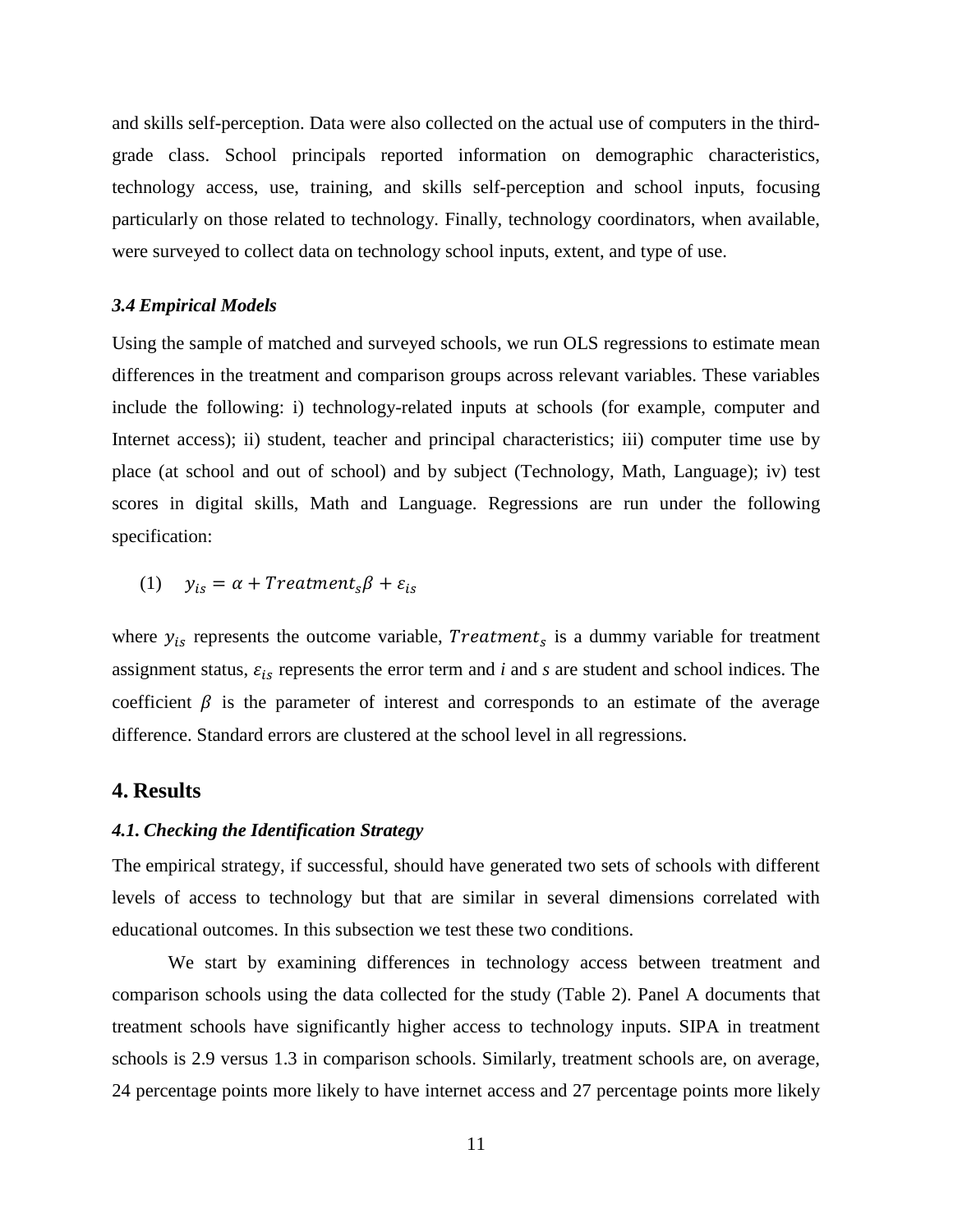and skills self-perception. Data were also collected on the actual use of computers in the third-grade class. School principals reported information on demographic characteristics, technology access, use, training, and skills self-perception and school inputs, focusing particularly on those related to technology. Finally, technology coordinators, when available, were surveyed to collect data on technology school inputs, extent, and type of use.

### *3.4 Empirical Models*

Using the sample of matched and surveyed schools, we run OLS regressions to estimate mean differences in the treatment and comparison groups across relevant variables. These variables include the following: i) technology-related inputs at schools (for example, computer and Internet access); ii) student, teacher and principal characteristics; iii) computer time use by place (at school and out of school) and by subject (Technology, Math, Language); iv) test scores in digital skills, Math and Language. Regressions are run under the following specification:

$$(1) \quad y_{is} = \alpha + Treatment_s \beta + \varepsilon_{is}$$

where $y_{is}$ represents the outcome variable, $Treatment_s$ is a dummy variable for treatment assignment status, $\varepsilon_{is}$ represents the error term and *i* and *s* are student and school indices. The coefficient $\beta$ is the parameter of interest and corresponds to an estimate of the average difference. Standard errors are clustered at the school level in all regressions.

## 4. Results

### *4.1. Checking the Identification Strategy*

The empirical strategy, if successful, should have generated two sets of schools with different levels of access to technology but that are similar in several dimensions correlated with educational outcomes. In this subsection we test these two conditions.

We start by examining differences in technology access between treatment and comparison schools using the data collected for the study (Table 2). Panel A documents that treatment schools have significantly higher access to technology inputs. SIPA in treatment schools is 2.9 versus 1.3 in comparison schools. Similarly, treatment schools are, on average, 24 percentage points more likely to have internet access and 27 percentage points more likely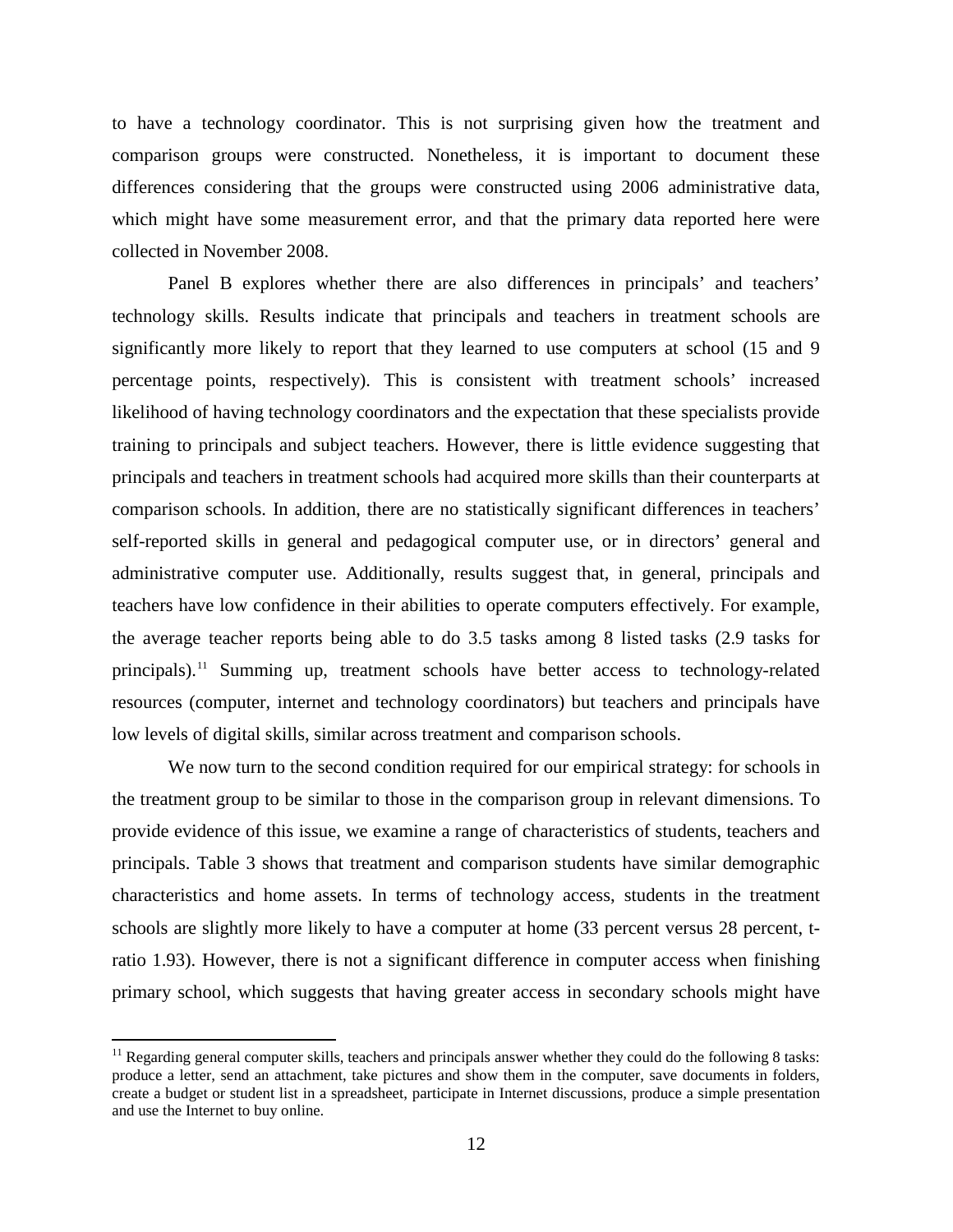to have a technology coordinator. This is not surprising given how the treatment and comparison groups were constructed. Nonetheless, it is important to document these differences considering that the groups were constructed using 2006 administrative data, which might have some measurement error, and that the primary data reported here were collected in November 2008.

Panel B explores whether there are also differences in principals' and teachers' technology skills. Results indicate that principals and teachers in treatment schools are significantly more likely to report that they learned to use computers at school (15 and 9 percentage points, respectively). This is consistent with treatment schools' increased likelihood of having technology coordinators and the expectation that these specialists provide training to principals and subject teachers. However, there is little evidence suggesting that principals and teachers in treatment schools had acquired more skills than their counterparts at comparison schools. In addition, there are no statistically significant differences in teachers' self-reported skills in general and pedagogical computer use, or in directors' general and administrative computer use. Additionally, results suggest that, in general, principals and teachers have low confidence in their abilities to operate computers effectively. For example, the average teacher reports being able to do 3.5 tasks among 8 listed tasks (2.9 tasks for principals).[11] Summing up, treatment schools have better access to technology-related resources (computer, internet and technology coordinators) but teachers and principals have low levels of digital skills, similar across treatment and comparison schools.

We now turn to the second condition required for our empirical strategy: for schools in the treatment group to be similar to those in the comparison group in relevant dimensions. To provide evidence of this issue, we examine a range of characteristics of students, teachers and principals. Table 3 shows that treatment and comparison students have similar demographic characteristics and home assets. In terms of technology access, students in the treatment schools are slightly more likely to have a computer at home (33 percent versus 28 percent, t-ratio 1.93). However, there is not a significant difference in computer access when finishing primary school, which suggests that having greater access in secondary schools might have

[11] Regarding general computer skills, teachers and principals answer whether they could do the following 8 tasks: produce a letter, send an attachment, take pictures and show them in the computer, save documents in folders, create a budget or student list in a spreadsheet, participate in Internet discussions, produce a simple presentation and use the Internet to buy online.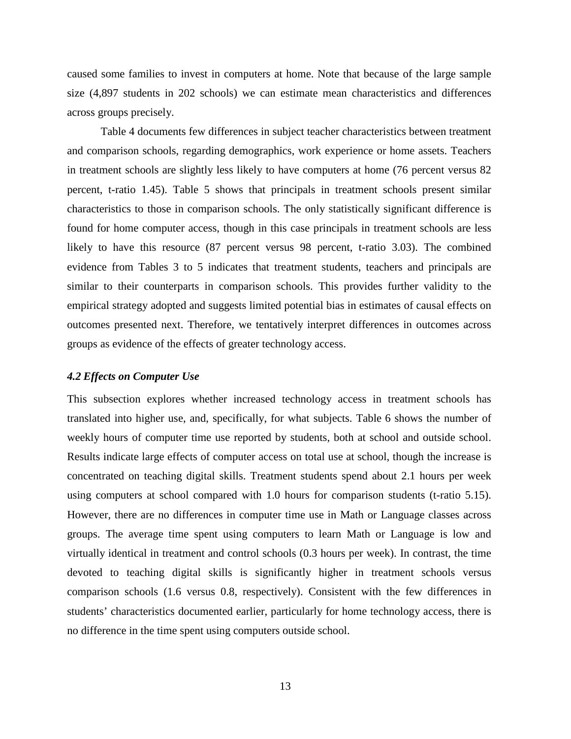caused some families to invest in computers at home. Note that because of the large sample size (4,897 students in 202 schools) we can estimate mean characteristics and differences across groups precisely.

Table 4 documents few differences in subject teacher characteristics between treatment and comparison schools, regarding demographics, work experience or home assets. Teachers in treatment schools are slightly less likely to have computers at home (76 percent versus 82 percent, t-ratio 1.45). Table 5 shows that principals in treatment schools present similar characteristics to those in comparison schools. The only statistically significant difference is found for home computer access, though in this case principals in treatment schools are less likely to have this resource (87 percent versus 98 percent, t-ratio 3.03). The combined evidence from Tables 3 to 5 indicates that treatment students, teachers and principals are similar to their counterparts in comparison schools. This provides further validity to the empirical strategy adopted and suggests limited potential bias in estimates of causal effects on outcomes presented next. Therefore, we tentatively interpret differences in outcomes across groups as evidence of the effects of greater technology access.

### *4.2 Effects on Computer Use*

This subsection explores whether increased technology access in treatment schools has translated into higher use, and, specifically, for what subjects. Table 6 shows the number of weekly hours of computer time use reported by students, both at school and outside school. Results indicate large effects of computer access on total use at school, though the increase is concentrated on teaching digital skills. Treatment students spend about 2.1 hours per week using computers at school compared with 1.0 hours for comparison students (t-ratio 5.15). However, there are no differences in computer time use in Math or Language classes across groups. The average time spent using computers to learn Math or Language is low and virtually identical in treatment and control schools (0.3 hours per week). In contrast, the time devoted to teaching digital skills is significantly higher in treatment schools versus comparison schools (1.6 versus 0.8, respectively). Consistent with the few differences in students' characteristics documented earlier, particularly for home technology access, there is no difference in the time spent using computers outside school.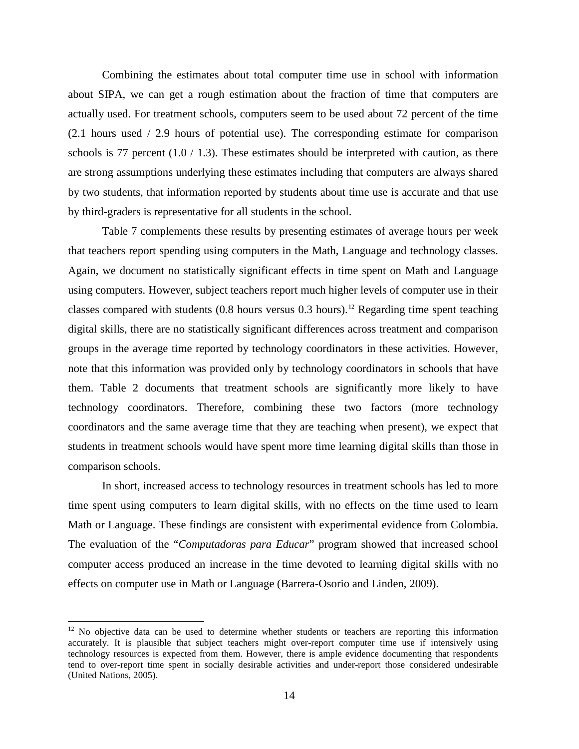Combining the estimates about total computer time use in school with information about SIPA, we can get a rough estimation about the fraction of time that computers are actually used. For treatment schools, computers seem to be used about 72 percent of the time (2.1 hours used / 2.9 hours of potential use). The corresponding estimate for comparison schools is 77 percent (1.0 / 1.3). These estimates should be interpreted with caution, as there are strong assumptions underlying these estimates including that computers are always shared by two students, that information reported by students about time use is accurate and that use by third-graders is representative for all students in the school.

Table 7 complements these results by presenting estimates of average hours per week that teachers report spending using computers in the Math, Language and technology classes. Again, we document no statistically significant effects in time spent on Math and Language using computers. However, subject teachers report much higher levels of computer use in their classes compared with students (0.8 hours versus 0.3 hours).[12] Regarding time spent teaching digital skills, there are no statistically significant differences across treatment and comparison groups in the average time reported by technology coordinators in these activities. However, note that this information was provided only by technology coordinators in schools that have them. Table 2 documents that treatment schools are significantly more likely to have technology coordinators. Therefore, combining these two factors (more technology coordinators and the same average time that they are teaching when present), we expect that students in treatment schools would have spent more time learning digital skills than those in comparison schools.

In short, increased access to technology resources in treatment schools has led to more time spent using computers to learn digital skills, with no effects on the time used to learn Math or Language. These findings are consistent with experimental evidence from Colombia. The evaluation of the "*Computadoras para Educar*" program showed that increased school computer access produced an increase in the time devoted to learning digital skills with no effects on computer use in Math or Language (Barrera-Osorio and Linden, 2009).

---

[12] No objective data can be used to determine whether students or teachers are reporting this information accurately. It is plausible that subject teachers might over-report computer time use if intensively using technology resources is expected from them. However, there is ample evidence documenting that respondents tend to over-report time spent in socially desirable activities and under-report those considered undesirable (United Nations, 2005).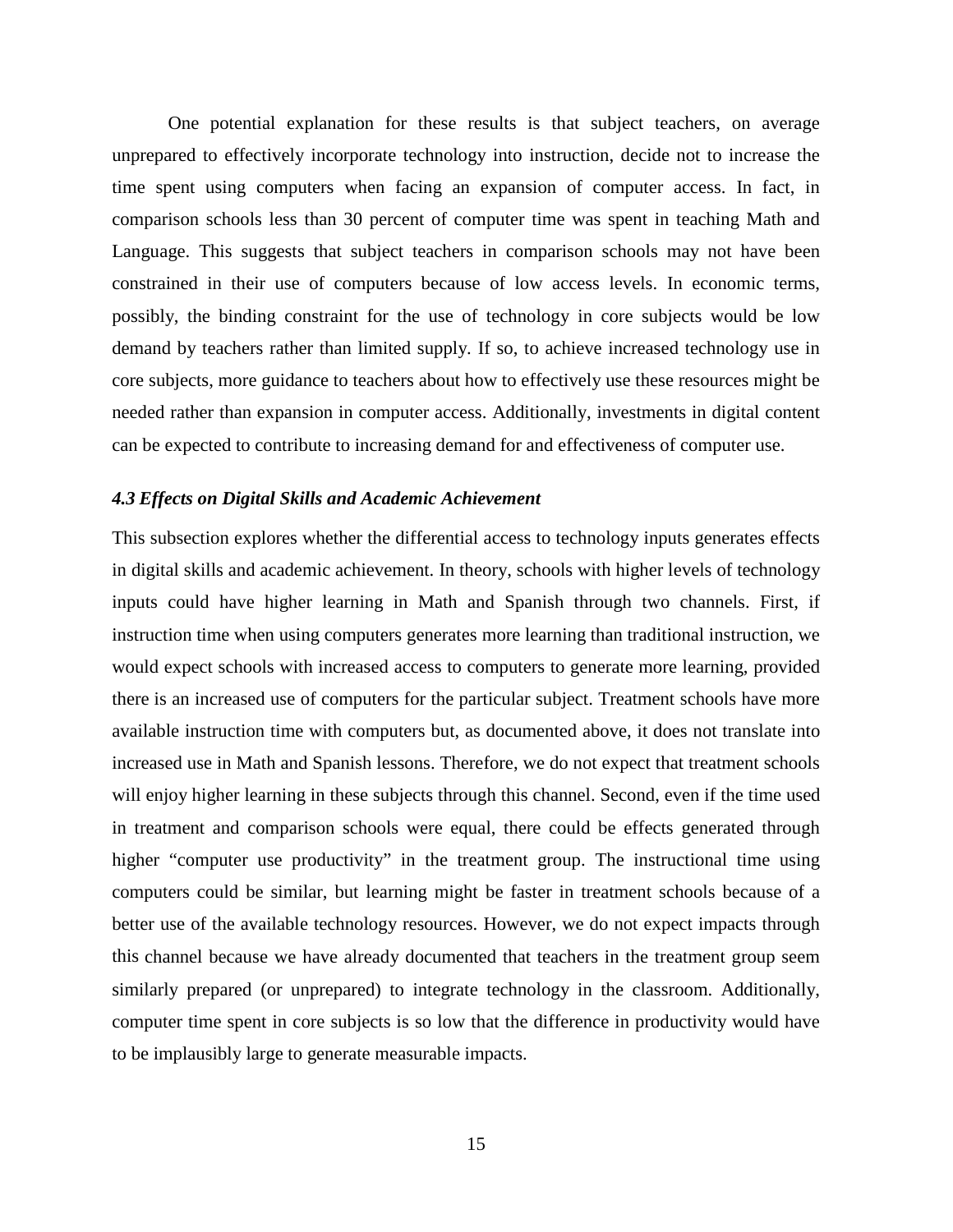One potential explanation for these results is that subject teachers, on average unprepared to effectively incorporate technology into instruction, decide not to increase the time spent using computers when facing an expansion of computer access. In fact, in comparison schools less than 30 percent of computer time was spent in teaching Math and Language. This suggests that subject teachers in comparison schools may not have been constrained in their use of computers because of low access levels. In economic terms, possibly, the binding constraint for the use of technology in core subjects would be low demand by teachers rather than limited supply. If so, to achieve increased technology use in core subjects, more guidance to teachers about how to effectively use these resources might be needed rather than expansion in computer access. Additionally, investments in digital content can be expected to contribute to increasing demand for and effectiveness of computer use.

### *4.3 Effects on Digital Skills and Academic Achievement*

This subsection explores whether the differential access to technology inputs generates effects in digital skills and academic achievement. In theory, schools with higher levels of technology inputs could have higher learning in Math and Spanish through two channels. First, if instruction time when using computers generates more learning than traditional instruction, we would expect schools with increased access to computers to generate more learning, provided there is an increased use of computers for the particular subject. Treatment schools have more available instruction time with computers but, as documented above, it does not translate into increased use in Math and Spanish lessons. Therefore, we do not expect that treatment schools will enjoy higher learning in these subjects through this channel. Second, even if the time used in treatment and comparison schools were equal, there could be effects generated through higher "computer use productivity" in the treatment group. The instructional time using computers could be similar, but learning might be faster in treatment schools because of a better use of the available technology resources. However, we do not expect impacts through this channel because we have already documented that teachers in the treatment group seem similarly prepared (or unprepared) to integrate technology in the classroom. Additionally, computer time spent in core subjects is so low that the difference in productivity would have to be implausibly large to generate measurable impacts.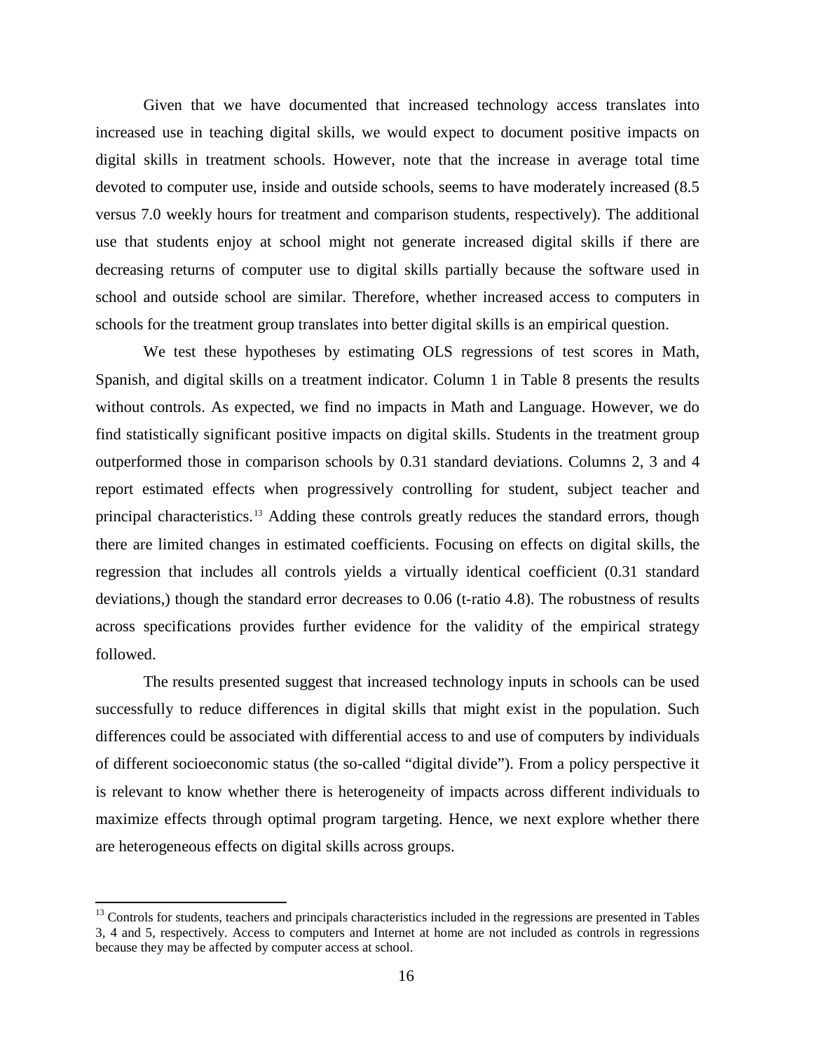Given that we have documented that increased technology access translates into increased use in teaching digital skills, we would expect to document positive impacts on digital skills in treatment schools. However, note that the increase in average total time devoted to computer use, inside and outside schools, seems to have moderately increased (8.5 versus 7.0 weekly hours for treatment and comparison students, respectively). The additional use that students enjoy at school might not generate increased digital skills if there are decreasing returns of computer use to digital skills partially because the software used in school and outside school are similar. Therefore, whether increased access to computers in schools for the treatment group translates into better digital skills is an empirical question.

We test these hypotheses by estimating OLS regressions of test scores in Math, Spanish, and digital skills on a treatment indicator. Column 1 in Table 8 presents the results without controls. As expected, we find no impacts in Math and Language. However, we do find statistically significant positive impacts on digital skills. Students in the treatment group outperformed those in comparison schools by 0.31 standard deviations. Columns 2, 3 and 4 report estimated effects when progressively controlling for student, subject teacher and principal characteristics.[13] Adding these controls greatly reduces the standard errors, though there are limited changes in estimated coefficients. Focusing on effects on digital skills, the regression that includes all controls yields a virtually identical coefficient (0.31 standard deviations,) though the standard error decreases to 0.06 (t-ratio 4.8). The robustness of results across specifications provides further evidence for the validity of the empirical strategy followed.

The results presented suggest that increased technology inputs in schools can be used successfully to reduce differences in digital skills that might exist in the population. Such differences could be associated with differential access to and use of computers by individuals of different socioeconomic status (the so-called "digital divide"). From a policy perspective it is relevant to know whether there is heterogeneity of impacts across different individuals to maximize effects through optimal program targeting. Hence, we next explore whether there are heterogeneous effects on digital skills across groups.

[13] Controls for students, teachers and principals characteristics included in the regressions are presented in Tables 3, 4 and 5, respectively. Access to computers and Internet at home are not included as controls in regressions because they may be affected by computer access at school.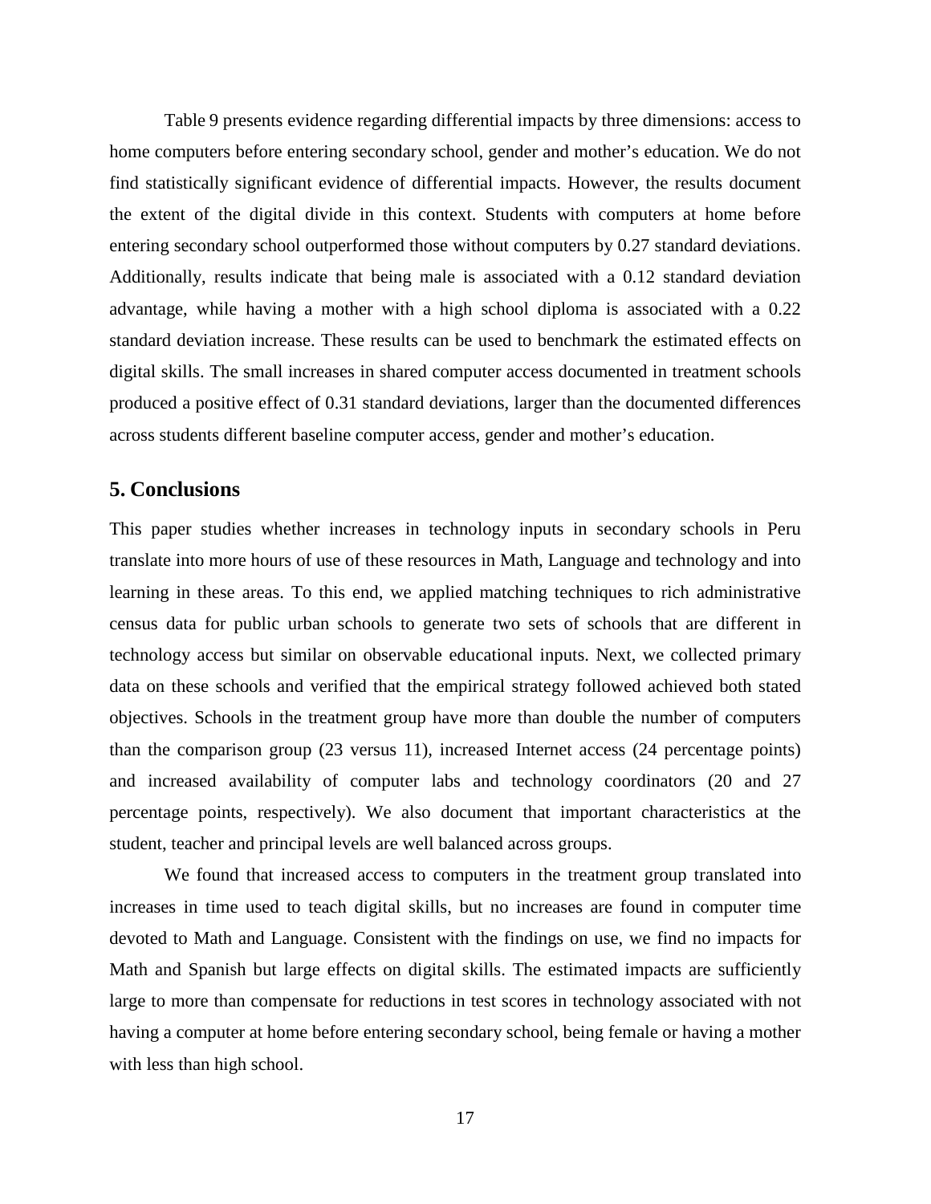Table 9 presents evidence regarding differential impacts by three dimensions: access to home computers before entering secondary school, gender and mother's education. We do not find statistically significant evidence of differential impacts. However, the results document the extent of the digital divide in this context. Students with computers at home before entering secondary school outperformed those without computers by 0.27 standard deviations. Additionally, results indicate that being male is associated with a 0.12 standard deviation advantage, while having a mother with a high school diploma is associated with a 0.22 standard deviation increase. These results can be used to benchmark the estimated effects on digital skills. The small increases in shared computer access documented in treatment schools produced a positive effect of 0.31 standard deviations, larger than the documented differences across students different baseline computer access, gender and mother's education.

## 5. Conclusions

This paper studies whether increases in technology inputs in secondary schools in Peru translate into more hours of use of these resources in Math, Language and technology and into learning in these areas. To this end, we applied matching techniques to rich administrative census data for public urban schools to generate two sets of schools that are different in technology access but similar on observable educational inputs. Next, we collected primary data on these schools and verified that the empirical strategy followed achieved both stated objectives. Schools in the treatment group have more than double the number of computers than the comparison group (23 versus 11), increased Internet access (24 percentage points) and increased availability of computer labs and technology coordinators (20 and 27 percentage points, respectively). We also document that important characteristics at the student, teacher and principal levels are well balanced across groups.

We found that increased access to computers in the treatment group translated into increases in time used to teach digital skills, but no increases are found in computer time devoted to Math and Language. Consistent with the findings on use, we find no impacts for Math and Spanish but large effects on digital skills. The estimated impacts are sufficiently large to more than compensate for reductions in test scores in technology associated with not having a computer at home before entering secondary school, being female or having a mother with less than high school.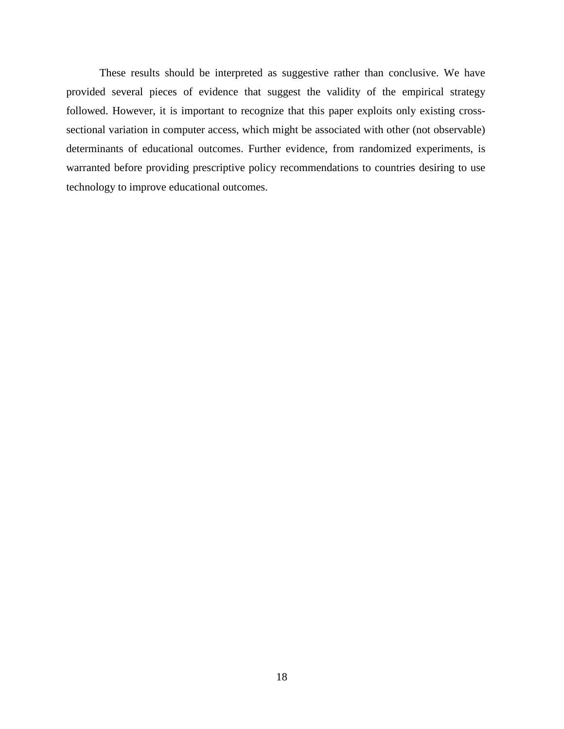These results should be interpreted as suggestive rather than conclusive. We have provided several pieces of evidence that suggest the validity of the empirical strategy followed. However, it is important to recognize that this paper exploits only existing cross-sectional variation in computer access, which might be associated with other (not observable) determinants of educational outcomes. Further evidence, from randomized experiments, is warranted before providing prescriptive policy recommendations to countries desiring to use technology to improve educational outcomes.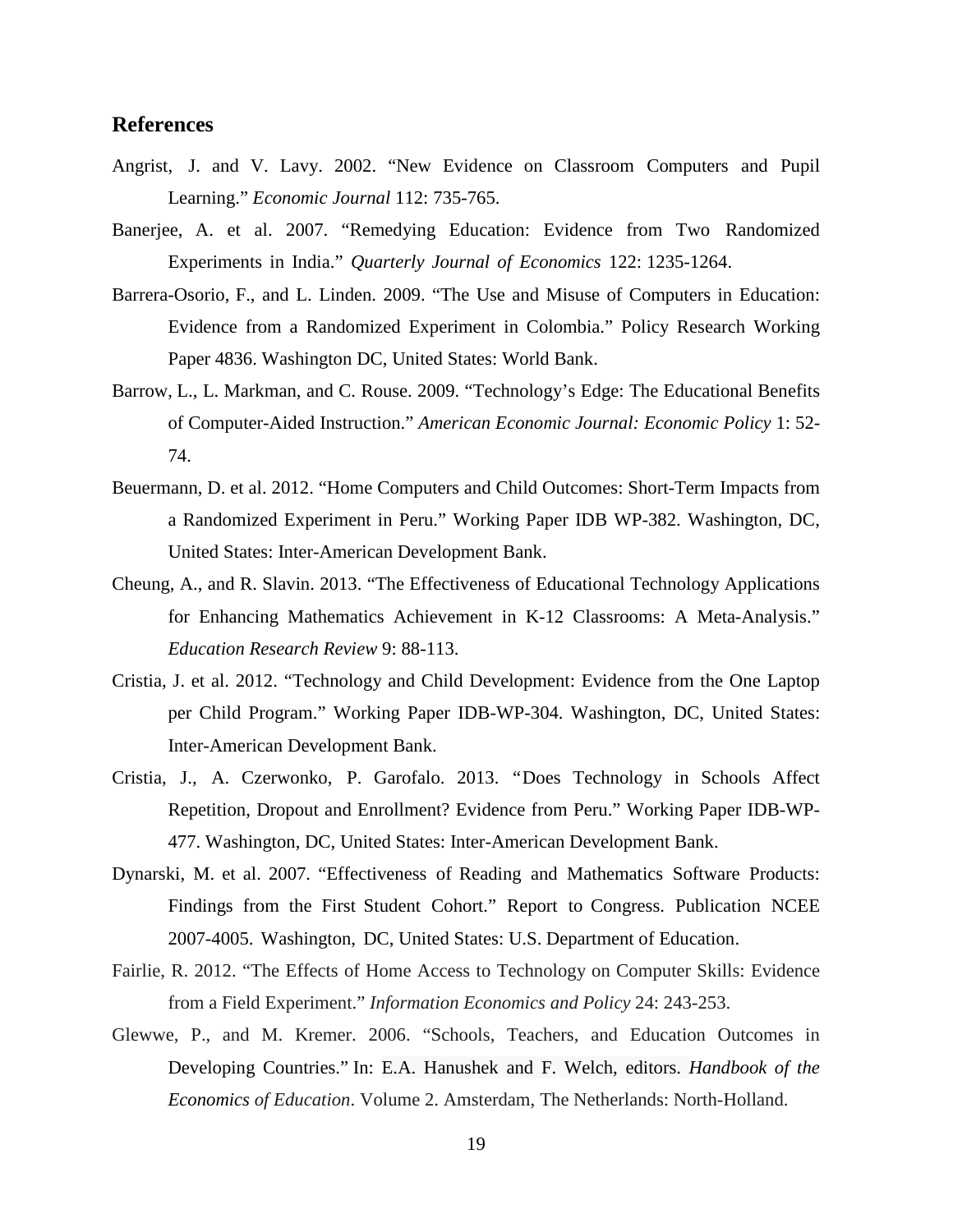## References

Angrist, J. and V. Lavy. 2002. "New Evidence on Classroom Computers and Pupil Learning." *Economic Journal* 112: 735-765.

Banerjee, A. et al. 2007. "Remedying Education: Evidence from Two Randomized Experiments in India." *Quarterly Journal of Economics* 122: 1235-1264.

Barrera-Osorio, F., and L. Linden. 2009. "The Use and Misuse of Computers in Education: Evidence from a Randomized Experiment in Colombia." Policy Research Working Paper 4836. Washington DC, United States: World Bank.

Barrow, L., L. Markman, and C. Rouse. 2009. "Technology's Edge: The Educational Benefits of Computer-Aided Instruction." *American Economic Journal: Economic Policy* 1: 52-74.

Beuermann, D. et al. 2012. "Home Computers and Child Outcomes: Short-Term Impacts from a Randomized Experiment in Peru." Working Paper IDB WP-382. Washington, DC, United States: Inter-American Development Bank.

Cheung, A., and R. Slavin. 2013. "The Effectiveness of Educational Technology Applications for Enhancing Mathematics Achievement in K-12 Classrooms: A Meta-Analysis." *Education Research Review* 9: 88-113.

Cristia, J. et al. 2012. "Technology and Child Development: Evidence from the One Laptop per Child Program." Working Paper IDB-WP-304. Washington, DC, United States: Inter-American Development Bank.

Cristia, J., A. Czerwonko, P. Garofalo. 2013. "Does Technology in Schools Affect Repetition, Dropout and Enrollment? Evidence from Peru." Working Paper IDB-WP-477. Washington, DC, United States: Inter-American Development Bank.

Dynarski, M. et al. 2007. "Effectiveness of Reading and Mathematics Software Products: Findings from the First Student Cohort." Report to Congress. Publication NCEE 2007-4005. Washington, DC, United States: U.S. Department of Education.

Fairlie, R. 2012. "The Effects of Home Access to Technology on Computer Skills: Evidence from a Field Experiment." *Information Economics and Policy* 24: 243-253.

Glewwe, P., and M. Kremer. 2006. "Schools, Teachers, and Education Outcomes in Developing Countries." In: E.A. Hanushek and F. Welch, editors. *Handbook of the Economics of Education*. Volume 2. Amsterdam, The Netherlands: North-Holland.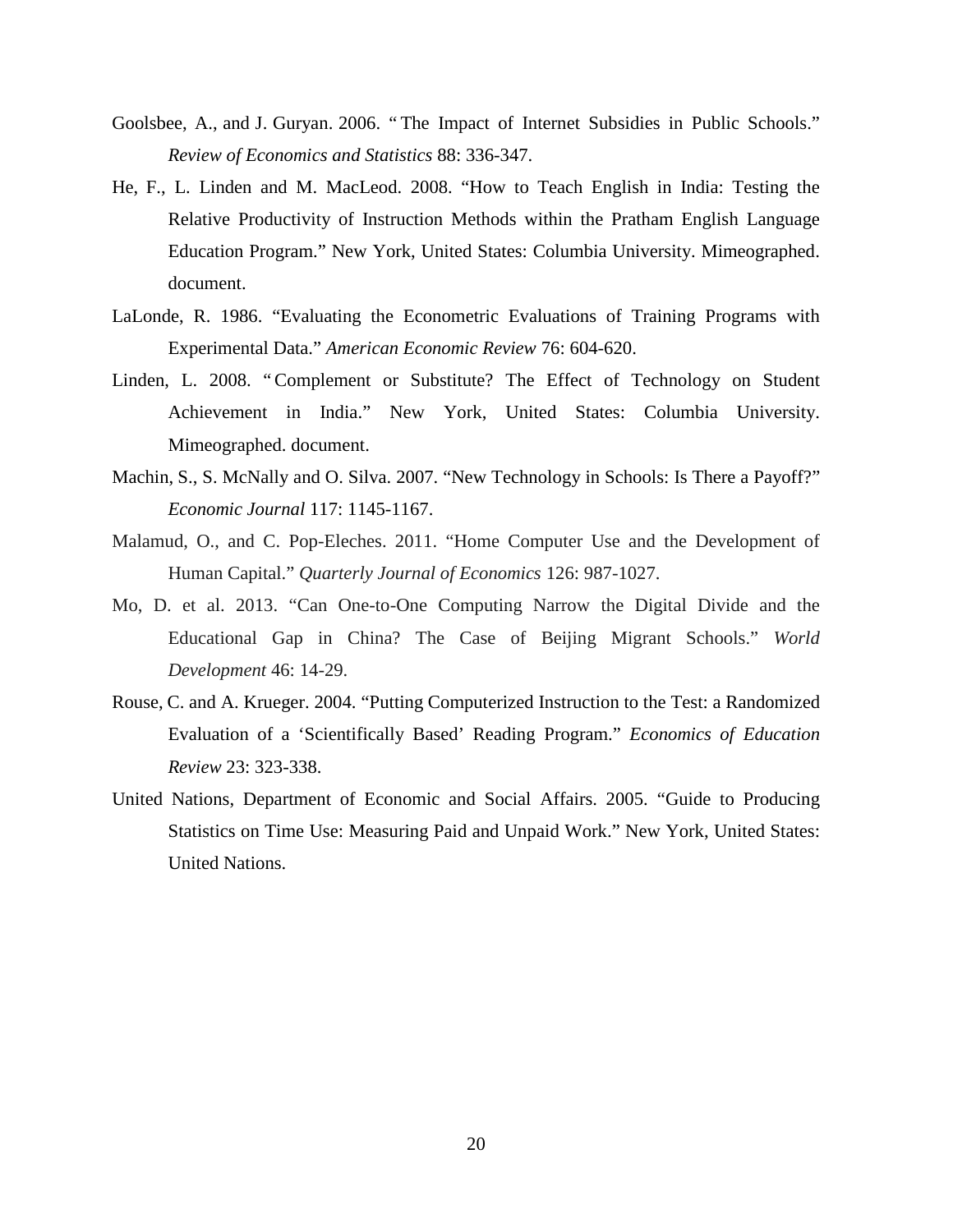Goolsbee, A., and J. Guryan. 2006. " The Impact of Internet Subsidies in Public Schools." *Review of Economics and Statistics* 88: 336-347.

He, F., L. Linden and M. MacLeod. 2008. "How to Teach English in India: Testing the Relative Productivity of Instruction Methods within the Pratham English Language Education Program." New York, United States: Columbia University. Mimeographed. document.

LaLonde, R. 1986. "Evaluating the Econometric Evaluations of Training Programs with Experimental Data." *American Economic Review* 76: 604-620.

Linden, L. 2008. " Complement or Substitute? The Effect of Technology on Student Achievement in India." New York, United States: Columbia University. Mimeographed. document.

Machin, S., S. McNally and O. Silva. 2007. "New Technology in Schools: Is There a Payoff?" *Economic Journal* 117: 1145-1167.

Malamud, O., and C. Pop-Eleches. 2011. "Home Computer Use and the Development of Human Capital." *Quarterly Journal of Economics* 126: 987-1027.

Mo, D. et al. 2013. "Can One-to-One Computing Narrow the Digital Divide and the Educational Gap in China? The Case of Beijing Migrant Schools." *World Development* 46: 14-29.

Rouse, C. and A. Krueger. 2004. "Putting Computerized Instruction to the Test: a Randomized Evaluation of a 'Scientifically Based' Reading Program." *Economics of Education Review* 23: 323-338.

United Nations, Department of Economic and Social Affairs. 2005. "Guide to Producing Statistics on Time Use: Measuring Paid and Unpaid Work." New York, United States: United Nations.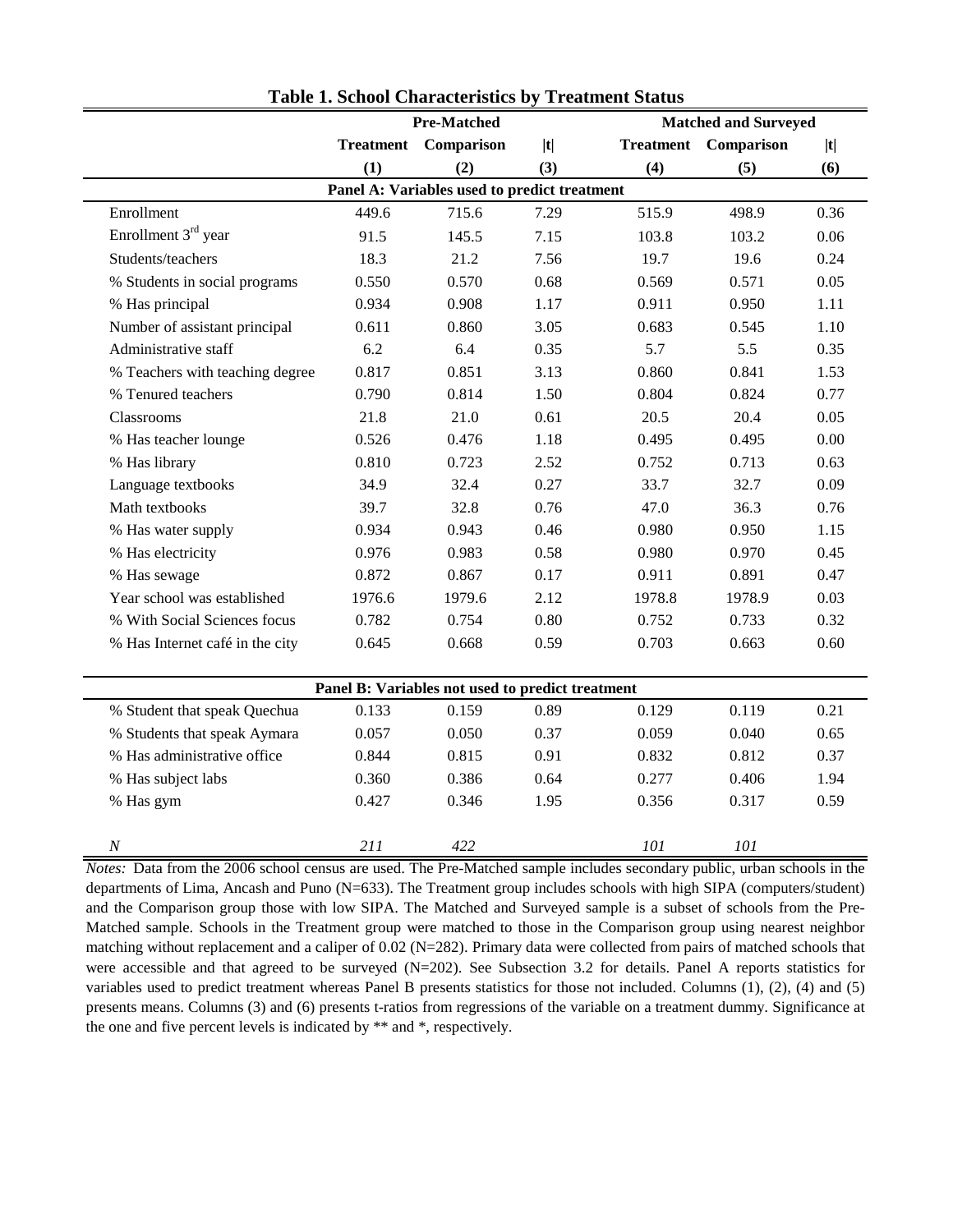**Table 1. School Characteristics by Treatment Status**

| | Pre-Matched | | | Matched and Surveyed | | |
|---|---|---|---|---|---|---|
| | Treatment | Comparison | \|t\| | Treatment | Comparison | \|t\| |
| | (1) | (2) | (3) | (4) | (5) | (6) |
| **Panel A: Variables used to predict treatment** | | | | | | |
| Enrollment | 449.6 | 715.6 | 7.29 | 515.9 | 498.9 | 0.36 |
| Enrollment 3rd year | 91.5 | 145.5 | 7.15 | 103.8 | 103.2 | 0.06 |
| Students/teachers | 18.3 | 21.2 | 7.56 | 19.7 | 19.6 | 0.24 |
| % Students in social programs | 0.550 | 0.570 | 0.68 | 0.569 | 0.571 | 0.05 |
| % Has principal | 0.934 | 0.908 | 1.17 | 0.911 | 0.950 | 1.11 |
| Number of assistant principal | 0.611 | 0.860 | 3.05 | 0.683 | 0.545 | 1.10 |
| Administrative staff | 6.2 | 6.4 | 0.35 | 5.7 | 5.5 | 0.35 |
| % Teachers with teaching degree | 0.817 | 0.851 | 3.13 | 0.860 | 0.841 | 1.53 |
| % Tenured teachers | 0.790 | 0.814 | 1.50 | 0.804 | 0.824 | 0.77 |
| Classrooms | 21.8 | 21.0 | 0.61 | 20.5 | 20.4 | 0.05 |
| % Has teacher lounge | 0.526 | 0.476 | 1.18 | 0.495 | 0.495 | 0.00 |
| % Has library | 0.810 | 0.723 | 2.52 | 0.752 | 0.713 | 0.63 |
| Language textbooks | 34.9 | 32.4 | 0.27 | 33.7 | 32.7 | 0.09 |
| Math textbooks | 39.7 | 32.8 | 0.76 | 47.0 | 36.3 | 0.76 |
| % Has water supply | 0.934 | 0.943 | 0.46 | 0.980 | 0.950 | 1.15 |
| % Has electricity | 0.976 | 0.983 | 0.58 | 0.980 | 0.970 | 0.45 |
| % Has sewage | 0.872 | 0.867 | 0.17 | 0.911 | 0.891 | 0.47 |
| Year school was established | 1976.6 | 1979.6 | 2.12 | 1978.8 | 1978.9 | 0.03 |
| % With Social Sciences focus | 0.782 | 0.754 | 0.80 | 0.752 | 0.733 | 0.32 |
| % Has Internet café in the city | 0.645 | 0.668 | 0.59 | 0.703 | 0.663 | 0.60 |
| **Panel B: Variables not used to predict treatment** | | | | | | |
| % Student that speak Quechua | 0.133 | 0.159 | 0.89 | 0.129 | 0.119 | 0.21 |
| % Students that speak Aymara | 0.057 | 0.050 | 0.37 | 0.059 | 0.040 | 0.65 |
| % Has administrative office | 0.844 | 0.815 | 0.91 | 0.832 | 0.812 | 0.37 |
| % Has subject labs | 0.360 | 0.386 | 0.64 | 0.277 | 0.406 | 1.94 |
| % Has gym | 0.427 | 0.346 | 1.95 | 0.356 | 0.317 | 0.59 |
| *N* | *211* | *422* | | *101* | *101* | |

*Notes:* Data from the 2006 school census are used. The Pre-Matched sample includes secondary public, urban schools in the departments of Lima, Ancash and Puno (N=633). The Treatment group includes schools with high SIPA (computers/student) and the Comparison group those with low SIPA. The Matched and Surveyed sample is a subset of schools from the Pre-Matched sample. Schools in the Treatment group were matched to those in the Comparison group using nearest neighbor matching without replacement and a caliper of 0.02 (N=282). Primary data were collected from pairs of matched schools that were accessible and that agreed to be surveyed (N=202). See Subsection 3.2 for details. Panel A reports statistics for variables used to predict treatment whereas Panel B presents statistics for those not included. Columns (1), (2), (4) and (5) presents means. Columns (3) and (6) presents t-ratios from regressions of the variable on a treatment dummy. Significance at the one and five percent levels is indicated by ** and *, respectively.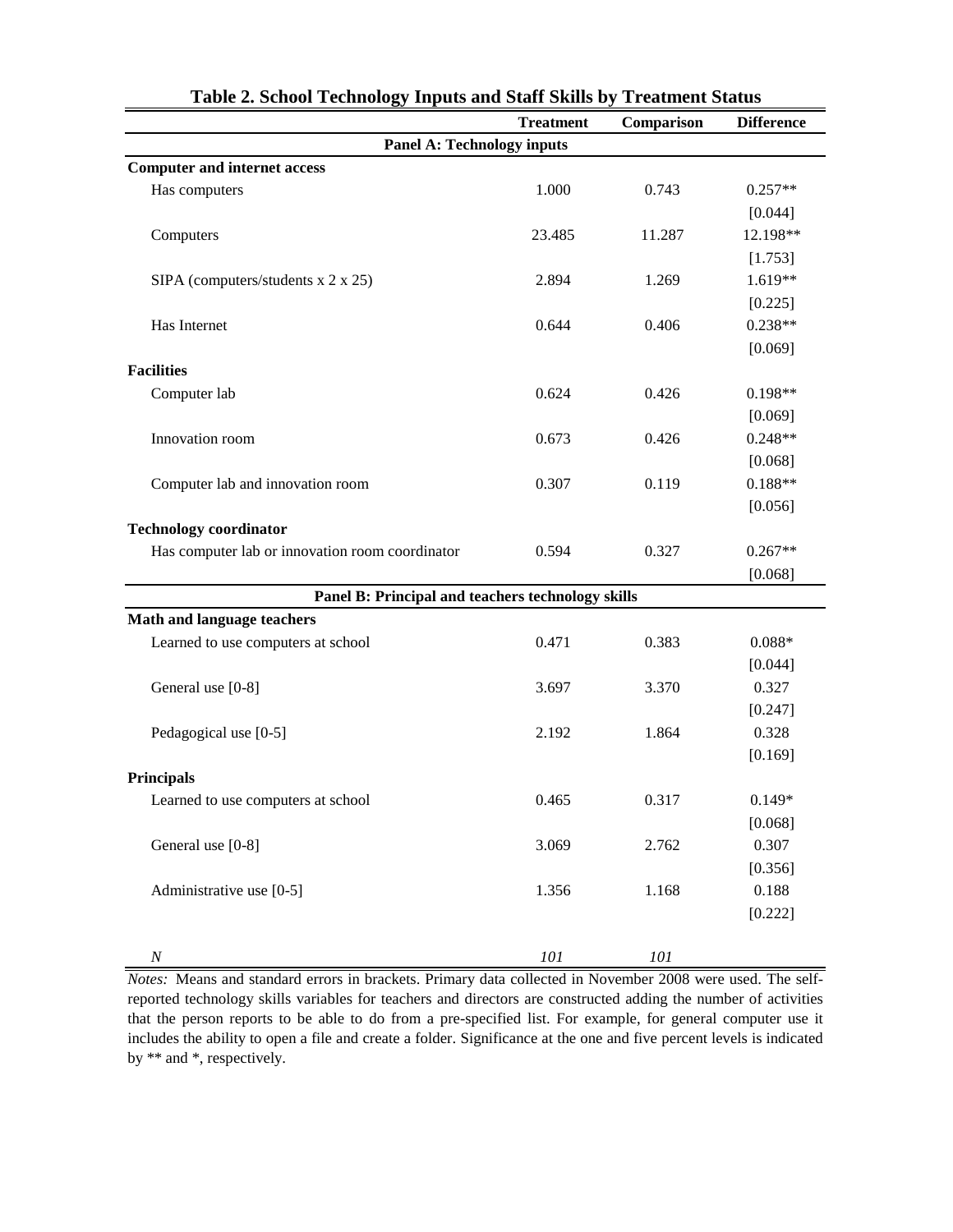**Table 2. School Technology Inputs and Staff Skills by Treatment Status**

| | Treatment | Comparison | Difference |
|---|---|---|---|
| **Panel A: Technology inputs** | | | |
| **Computer and internet access** | | | |
| Has computers | 1.000 | 0.743 | 0.257** |
| | | | [0.044] |
| Computers | 23.485 | 11.287 | 12.198** |
| | | | [1.753] |
| SIPA (computers/students x 2 x 25) | 2.894 | 1.269 | 1.619** |
| | | | [0.225] |
| Has Internet | 0.644 | 0.406 | 0.238** |
| | | | [0.069] |
| **Facilities** | | | |
| Computer lab | 0.624 | 0.426 | 0.198** |
| | | | [0.069] |
| Innovation room | 0.673 | 0.426 | 0.248** |
| | | | [0.068] |
| Computer lab and innovation room | 0.307 | 0.119 | 0.188** |
| | | | [0.056] |
| **Technology coordinator** | | | |
| Has computer lab or innovation room coordinator | 0.594 | 0.327 | 0.267** |
| | | | [0.068] |
| **Panel B: Principal and teachers technology skills** | | | |
| **Math and language teachers** | | | |
| Learned to use computers at school | 0.471 | 0.383 | 0.088* |
| | | | [0.044] |
| General use [0-8] | 3.697 | 3.370 | 0.327 |
| | | | [0.247] |
| Pedagogical use [0-5] | 2.192 | 1.864 | 0.328 |
| | | | [0.169] |
| **Principals** | | | |
| Learned to use computers at school | 0.465 | 0.317 | 0.149* |
| | | | [0.068] |
| General use [0-8] | 3.069 | 2.762 | 0.307 |
| | | | [0.356] |
| Administrative use [0-5] | 1.356 | 1.168 | 0.188 |
| | | | [0.222] |
| *N* | *101* | *101* | |

*Notes:* Means and standard errors in brackets. Primary data collected in November 2008 were used. The self-reported technology skills variables for teachers and directors are constructed adding the number of activities that the person reports to be able to do from a pre-specified list. For example, for general computer use it includes the ability to open a file and create a folder. Significance at the one and five percent levels is indicated by ** and *, respectively.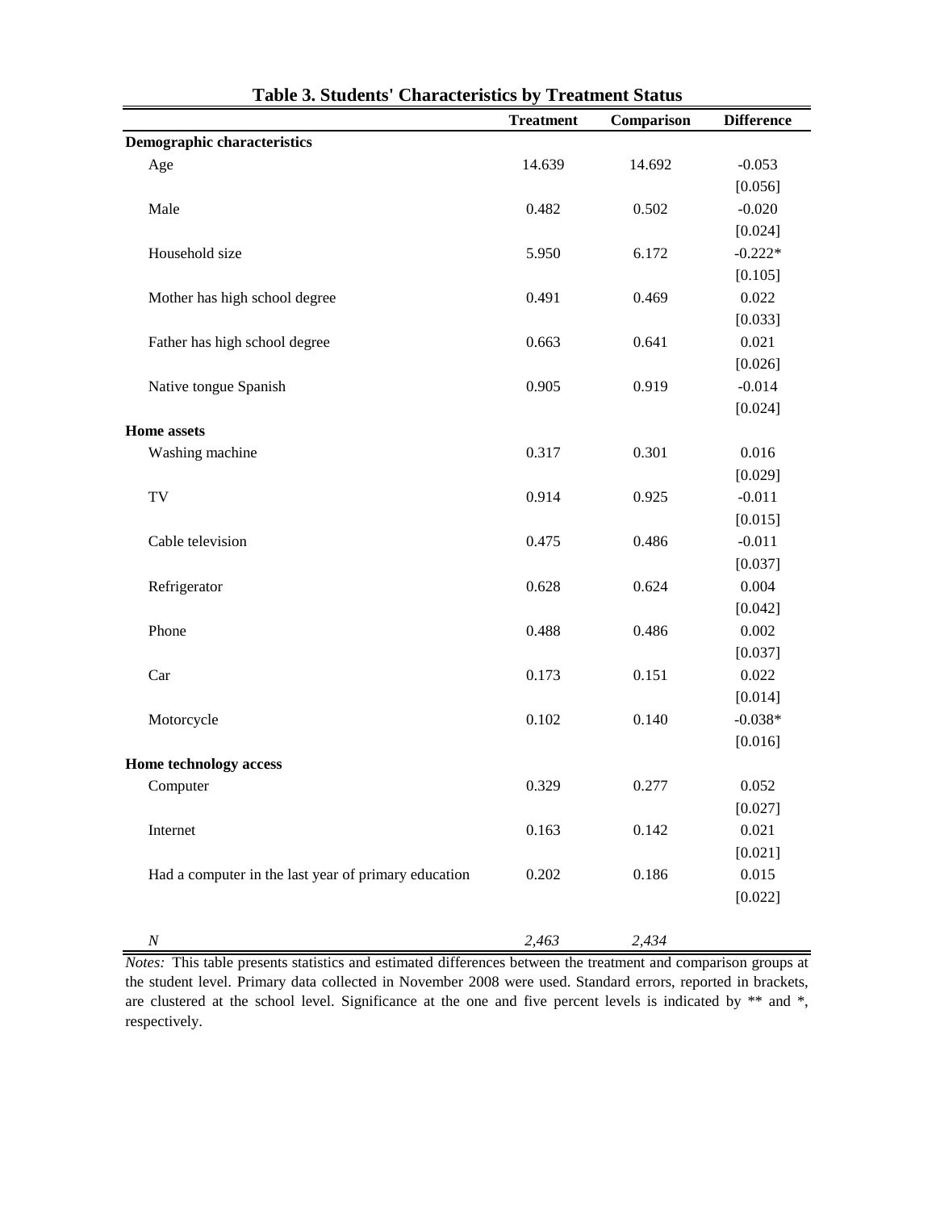**Table 3. Students' Characteristics by Treatment Status**

| | Treatment | Comparison | Difference |
|---|---|---|---|
| **Demographic characteristics** | | | |
| Age | 14.639 | 14.692 | -0.053 |
| | | | [0.056] |
| Male | 0.482 | 0.502 | -0.020 |
| | | | [0.024] |
| Household size | 5.950 | 6.172 | -0.222* |
| | | | [0.105] |
| Mother has high school degree | 0.491 | 0.469 | 0.022 |
| | | | [0.033] |
| Father has high school degree | 0.663 | 0.641 | 0.021 |
| | | | [0.026] |
| Native tongue Spanish | 0.905 | 0.919 | -0.014 |
| | | | [0.024] |
| **Home assets** | | | |
| Washing machine | 0.317 | 0.301 | 0.016 |
| | | | [0.029] |
| TV | 0.914 | 0.925 | -0.011 |
| | | | [0.015] |
| Cable television | 0.475 | 0.486 | -0.011 |
| | | | [0.037] |
| Refrigerator | 0.628 | 0.624 | 0.004 |
| | | | [0.042] |
| Phone | 0.488 | 0.486 | 0.002 |
| | | | [0.037] |
| Car | 0.173 | 0.151 | 0.022 |
| | | | [0.014] |
| Motorcycle | 0.102 | 0.140 | -0.038* |
| | | | [0.016] |
| **Home technology access** | | | |
| Computer | 0.329 | 0.277 | 0.052 |
| | | | [0.027] |
| Internet | 0.163 | 0.142 | 0.021 |
| | | | [0.021] |
| Had a computer in the last year of primary education | 0.202 | 0.186 | 0.015 |
| | | | [0.022] |
| *N* | *2,463* | *2,434* | |

*Notes:* This table presents statistics and estimated differences between the treatment and comparison groups at the student level. Primary data collected in November 2008 were used. Standard errors, reported in brackets, are clustered at the school level. Significance at the one and five percent levels is indicated by ** and *, respectively.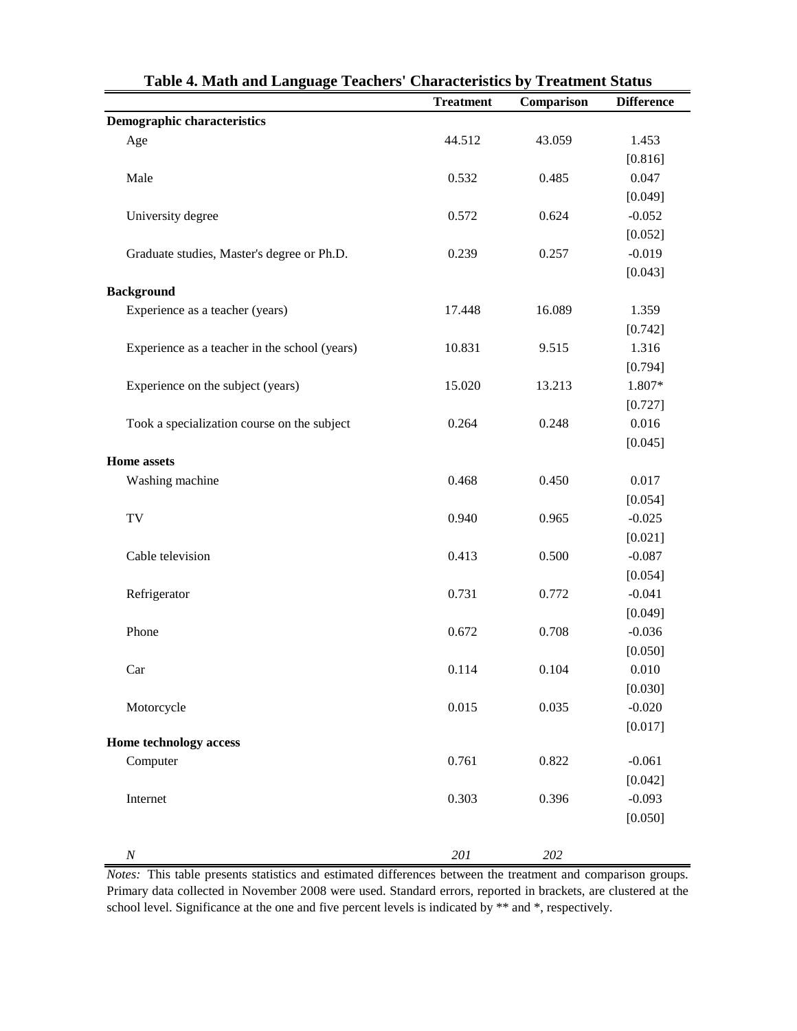## Table 4. Math and Language Teachers' Characteristics by Treatment Status

| | Treatment | Comparison | Difference |
|---|---|---|---|
| **Demographic characteristics** | | | |
| Age | 44.512 | 43.059 | 1.453 |
| | | | [0.816] |
| Male | 0.532 | 0.485 | 0.047 |
| | | | [0.049] |
| University degree | 0.572 | 0.624 | -0.052 |
| | | | [0.052] |
| Graduate studies, Master's degree or Ph.D. | 0.239 | 0.257 | -0.019 |
| | | | [0.043] |
| **Background** | | | |
| Experience as a teacher (years) | 17.448 | 16.089 | 1.359 |
| | | | [0.742] |
| Experience as a teacher in the school (years) | 10.831 | 9.515 | 1.316 |
| | | | [0.794] |
| Experience on the subject (years) | 15.020 | 13.213 | 1.807* |
| | | | [0.727] |
| Took a specialization course on the subject | 0.264 | 0.248 | 0.016 |
| | | | [0.045] |
| **Home assets** | | | |
| Washing machine | 0.468 | 0.450 | 0.017 |
| | | | [0.054] |
| TV | 0.940 | 0.965 | -0.025 |
| | | | [0.021] |
| Cable television | 0.413 | 0.500 | -0.087 |
| | | | [0.054] |
| Refrigerator | 0.731 | 0.772 | -0.041 |
| | | | [0.049] |
| Phone | 0.672 | 0.708 | -0.036 |
| | | | [0.050] |
| Car | 0.114 | 0.104 | 0.010 |
| | | | [0.030] |
| Motorcycle | 0.015 | 0.035 | -0.020 |
| | | | [0.017] |
| **Home technology access** | | | |
| Computer | 0.761 | 0.822 | -0.061 |
| | | | [0.042] |
| Internet | 0.303 | 0.396 | -0.093 |
| | | | [0.050] |
| *N* | *201* | *202* | |

*Notes:* This table presents statistics and estimated differences between the treatment and comparison groups. Primary data collected in November 2008 were used. Standard errors, reported in brackets, are clustered at the school level. Significance at the one and five percent levels is indicated by ** and *, respectively.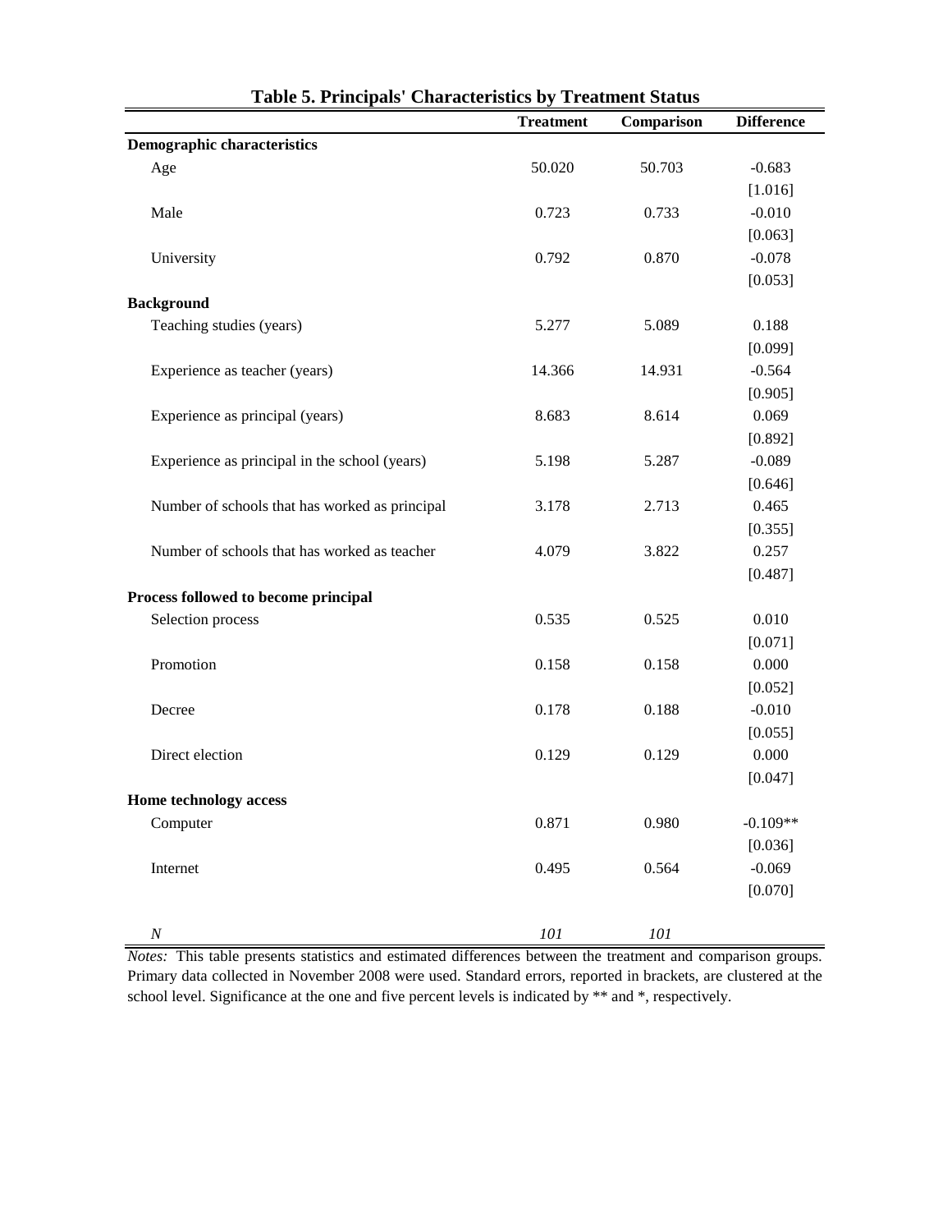# Table 5. Principals' Characteristics by Treatment Status

| | Treatment | Comparison | Difference |
|---|---|---|---|
| **Demographic characteristics** | | | |
| Age | 50.020 | 50.703 | -0.683 |
| | | | [1.016] |
| Male | 0.723 | 0.733 | -0.010 |
| | | | [0.063] |
| University | 0.792 | 0.870 | -0.078 |
| | | | [0.053] |
| **Background** | | | |
| Teaching studies (years) | 5.277 | 5.089 | 0.188 |
| | | | [0.099] |
| Experience as teacher (years) | 14.366 | 14.931 | -0.564 |
| | | | [0.905] |
| Experience as principal (years) | 8.683 | 8.614 | 0.069 |
| | | | [0.892] |
| Experience as principal in the school (years) | 5.198 | 5.287 | -0.089 |
| | | | [0.646] |
| Number of schools that has worked as principal | 3.178 | 2.713 | 0.465 |
| | | | [0.355] |
| Number of schools that has worked as teacher | 4.079 | 3.822 | 0.257 |
| | | | [0.487] |
| **Process followed to become principal** | | | |
| Selection process | 0.535 | 0.525 | 0.010 |
| | | | [0.071] |
| Promotion | 0.158 | 0.158 | 0.000 |
| | | | [0.052] |
| Decree | 0.178 | 0.188 | -0.010 |
| | | | [0.055] |
| Direct election | 0.129 | 0.129 | 0.000 |
| | | | [0.047] |
| **Home technology access** | | | |
| Computer | 0.871 | 0.980 | -0.109** |
| | | | [0.036] |
| Internet | 0.495 | 0.564 | -0.069 |
| | | | [0.070] |
| *N* | *101* | *101* | |

*Notes:* This table presents statistics and estimated differences between the treatment and comparison groups. Primary data collected in November 2008 were used. Standard errors, reported in brackets, are clustered at the school level. Significance at the one and five percent levels is indicated by ** and *, respectively.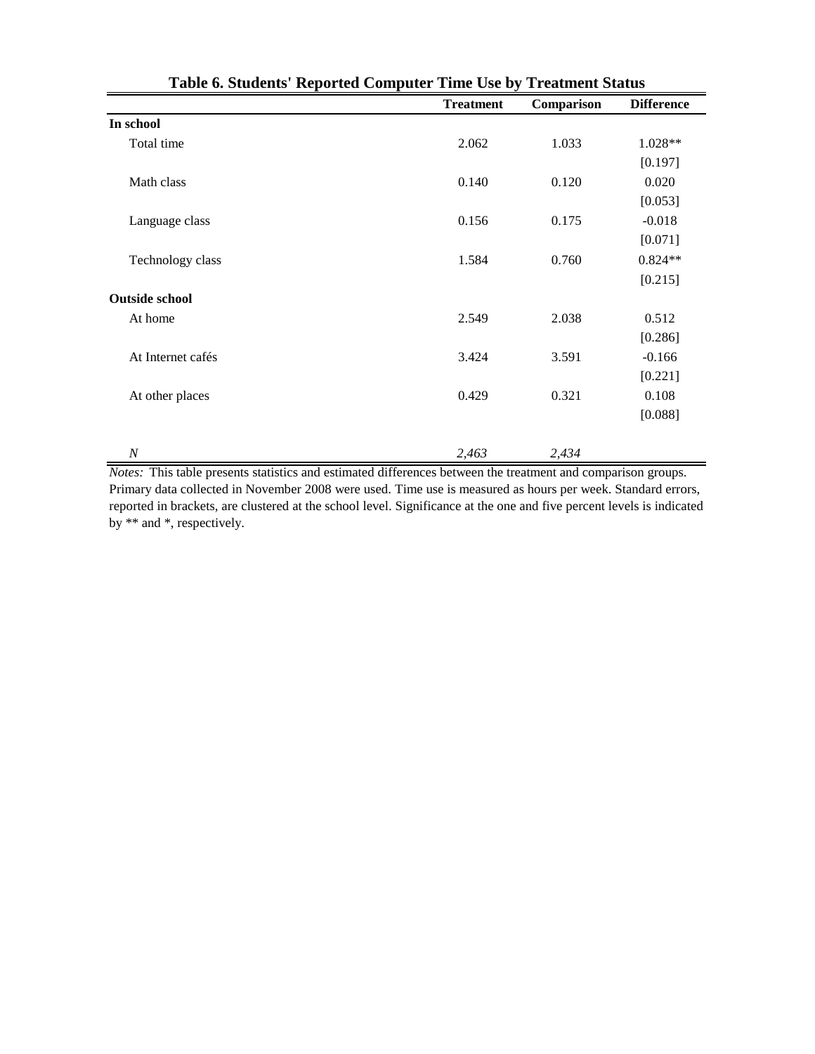**Table 6. Students' Reported Computer Time Use by Treatment Status**

| | Treatment | Comparison | Difference |
|---|---|---|---|
| **In school** | | | |
| Total time | 2.062 | 1.033 | 1.028** |
| | | | [0.197] |
| Math class | 0.140 | 0.120 | 0.020 |
| | | | [0.053] |
| Language class | 0.156 | 0.175 | -0.018 |
| | | | [0.071] |
| Technology class | 1.584 | 0.760 | 0.824** |
| | | | [0.215] |
| **Outside school** | | | |
| At home | 2.549 | 2.038 | 0.512 |
| | | | [0.286] |
| At Internet cafés | 3.424 | 3.591 | -0.166 |
| | | | [0.221] |
| At other places | 0.429 | 0.321 | 0.108 |
| | | | [0.088] |
| *N* | *2,463* | *2,434* | |

*Notes:* This table presents statistics and estimated differences between the treatment and comparison groups. Primary data collected in November 2008 were used. Time use is measured as hours per week. Standard errors, reported in brackets, are clustered at the school level. Significance at the one and five percent levels is indicated by ** and *, respectively.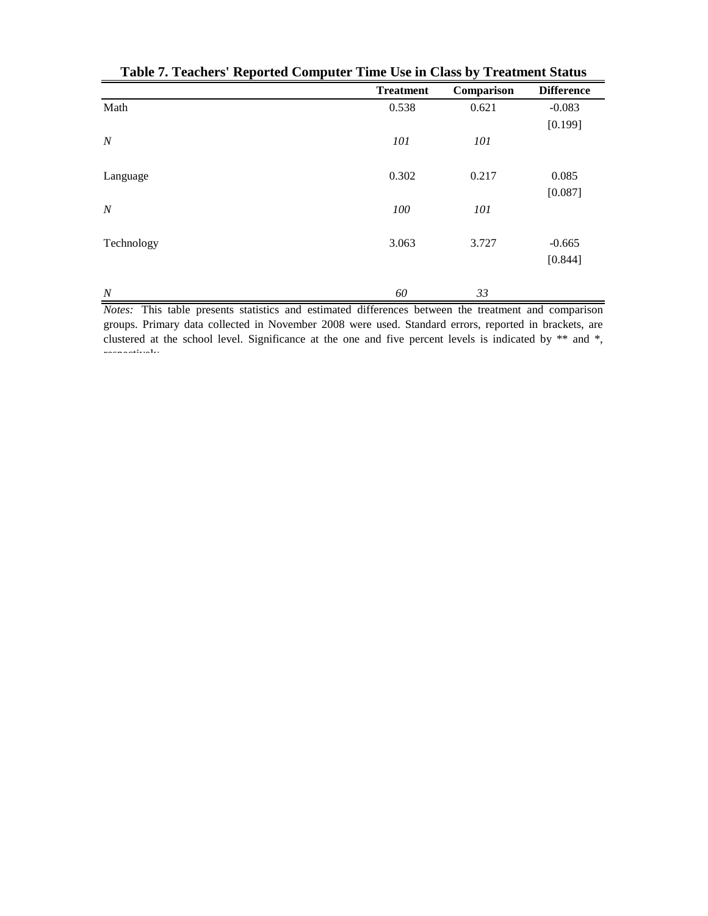**Table 7. Teachers' Reported Computer Time Use in Class by Treatment Status**

| | Treatment | Comparison | Difference |
|---|---|---|---|
| Math | 0.538 | 0.621 | -0.083 |
| | | | [0.199] |
| *N* | *101* | *101* | |
| Language | 0.302 | 0.217 | 0.085 |
| | | | [0.087] |
| *N* | *100* | *101* | |
| Technology | 3.063 | 3.727 | -0.665 |
| | | | [0.844] |
| *N* | *60* | *33* | |

*Notes:* This table presents statistics and estimated differences between the treatment and comparison groups. Primary data collected in November 2008 were used. Standard errors, reported in brackets, are clustered at the school level. Significance at the one and five percent levels is indicated by ** and *, respectively.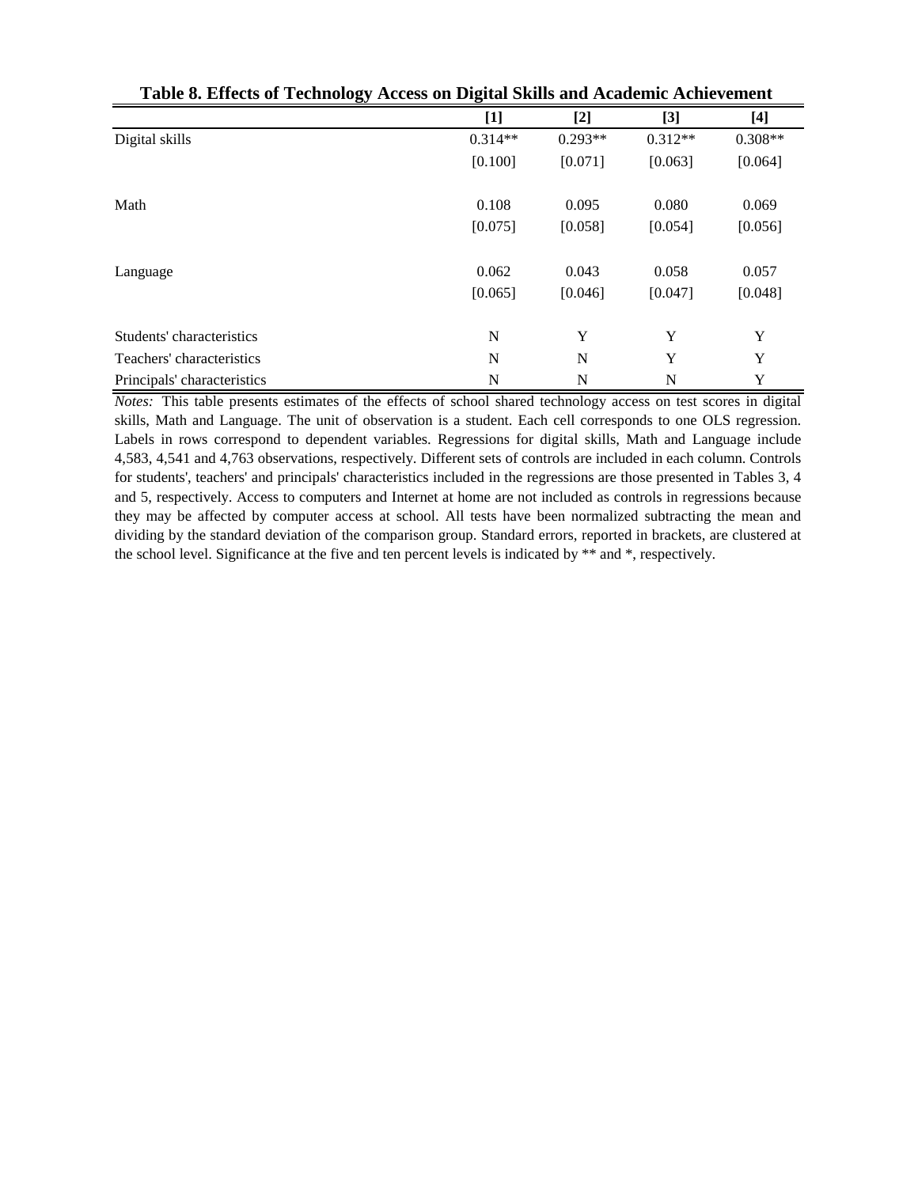**Table 8. Effects of Technology Access on Digital Skills and Academic Achievement**

| | [1] | [2] | [3] | [4] |
|---|---|---|---|---|
| Digital skills | 0.314** | 0.293** | 0.312** | 0.308** |
| | [0.100] | [0.071] | [0.063] | [0.064] |
| Math | 0.108 | 0.095 | 0.080 | 0.069 |
| | [0.075] | [0.058] | [0.054] | [0.056] |
| Language | 0.062 | 0.043 | 0.058 | 0.057 |
| | [0.065] | [0.046] | [0.047] | [0.048] |
| Students' characteristics | N | Y | Y | Y |
| Teachers' characteristics | N | N | Y | Y |
| Principals' characteristics | N | N | N | Y |

*Notes:* This table presents estimates of the effects of school shared technology access on test scores in digital skills, Math and Language. The unit of observation is a student. Each cell corresponds to one OLS regression. Labels in rows correspond to dependent variables. Regressions for digital skills, Math and Language include 4,583, 4,541 and 4,763 observations, respectively. Different sets of controls are included in each column. Controls for students', teachers' and principals' characteristics included in the regressions are those presented in Tables 3, 4 and 5, respectively. Access to computers and Internet at home are not included as controls in regressions because they may be affected by computer access at school. All tests have been normalized subtracting the mean and dividing by the standard deviation of the comparison group. Standard errors, reported in brackets, are clustered at the school level. Significance at the five and ten percent levels is indicated by ** and *, respectively.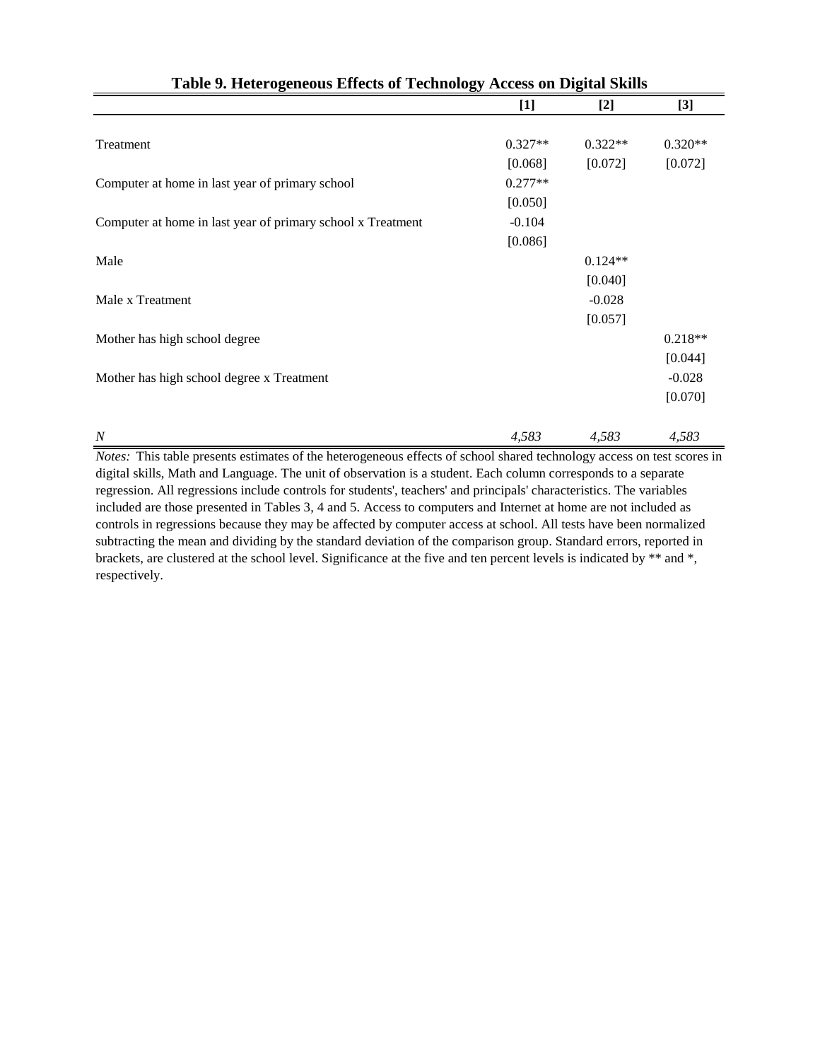**Table 9. Heterogeneous Effects of Technology Access on Digital Skills**

| | [1] | [2] | [3] |
|---|---|---|---|
| Treatment | 0.327** | 0.322** | 0.320** |
| | [0.068] | [0.072] | [0.072] |
| Computer at home in last year of primary school | 0.277** | | |
| | [0.050] | | |
| Computer at home in last year of primary school x Treatment | -0.104 | | |
| | [0.086] | | |
| Male | | 0.124** | |
| | | [0.040] | |
| Male x Treatment | | -0.028 | |
| | | [0.057] | |
| Mother has high school degree | | | 0.218** |
| | | | [0.044] |
| Mother has high school degree x Treatment | | | -0.028 |
| | | | [0.070] |
| *N* | *4,583* | *4,583* | *4,583* |

*Notes:* This table presents estimates of the heterogeneous effects of school shared technology access on test scores in digital skills, Math and Language. The unit of observation is a student. Each column corresponds to a separate regression. All regressions include controls for students', teachers' and principals' characteristics. The variables included are those presented in Tables 3, 4 and 5. Access to computers and Internet at home are not included as controls in regressions because they may be affected by computer access at school. All tests have been normalized subtracting the mean and dividing by the standard deviation of the comparison group. Standard errors, reported in brackets, are clustered at the school level. Significance at the five and ten percent levels is indicated by ** and *, respectively.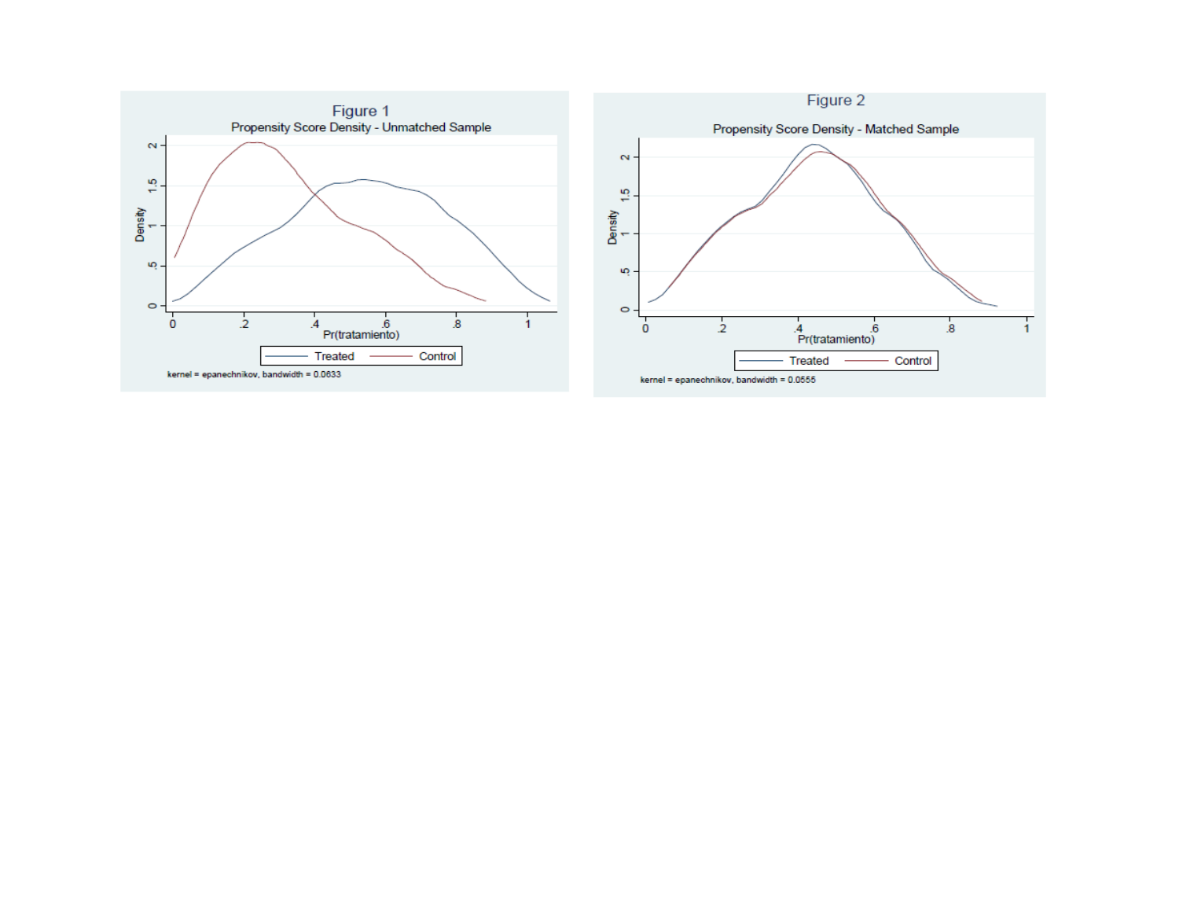Figure 1

Propensity Score Density - Unmatched Sample

Density

0

.5

1

1.5

2

0

.2

.4

.6

.8

1

Pr(tratamiento)

Treated

Control

kernel = epanechnikov, bandwidth = 0.0633

Figure 2

Propensity Score Density - Matched Sample

Density

0

.5

1

1.5

2

0

.2

.4

.6

.8

1

Pr(tratamiento)

Treated

Control

kernel = epanechnikov, bandwidth = 0.0555